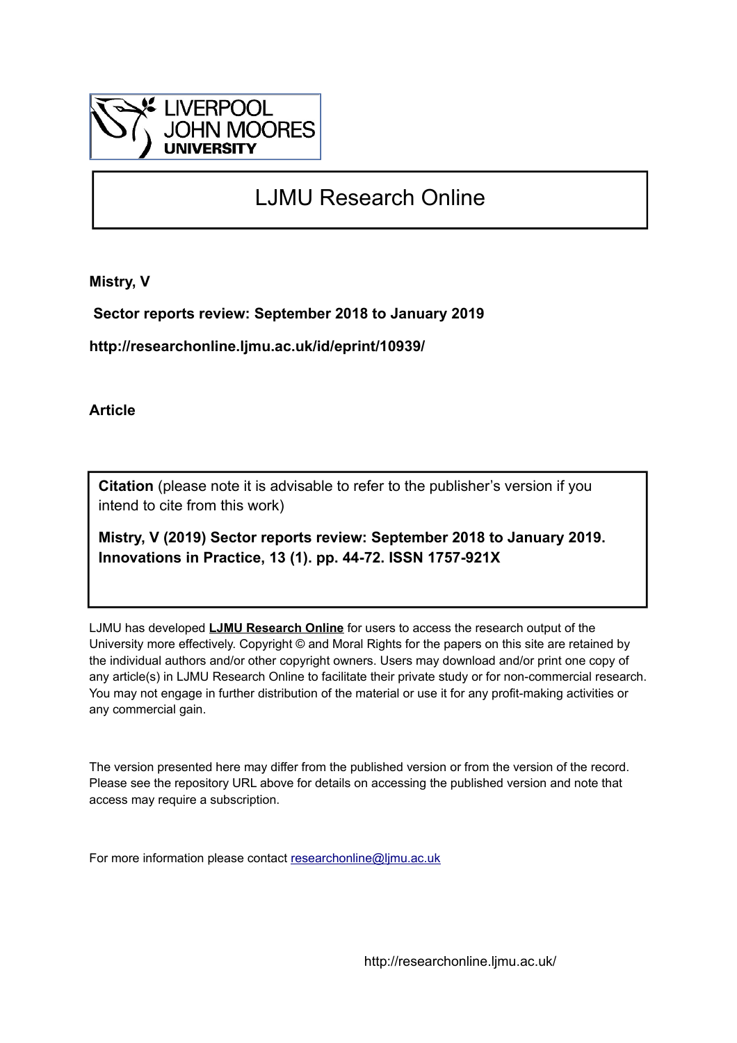LIVERPOOL JOHN MOORES UNIVERSITY

# LJMU Research Online

**Mistry, V**

**Sector reports review: September 2018 to January 2019**

**http://researchonline.ljmu.ac.uk/id/eprint/10939/**

**Article**

**Citation** (please note it is advisable to refer to the publisher's version if you intend to cite from this work)

**Mistry, V (2019) Sector reports review: September 2018 to January 2019. Innovations in Practice, 13 (1). pp. 44-72. ISSN 1757-921X**

LJMU has developed **LJMU Research Online** for users to access the research output of the University more effectively. Copyright © and Moral Rights for the papers on this site are retained by the individual authors and/or other copyright owners. Users may download and/or print one copy of any article(s) in LJMU Research Online to facilitate their private study or for non-commercial research. You may not engage in further distribution of the material or use it for any profit-making activities or any commercial gain.

The version presented here may differ from the published version or from the version of the record. Please see the repository URL above for details on accessing the published version and note that access may require a subscription.

For more information please contact researchonline@ljmu.ac.uk

http://researchonline.ljmu.ac.uk/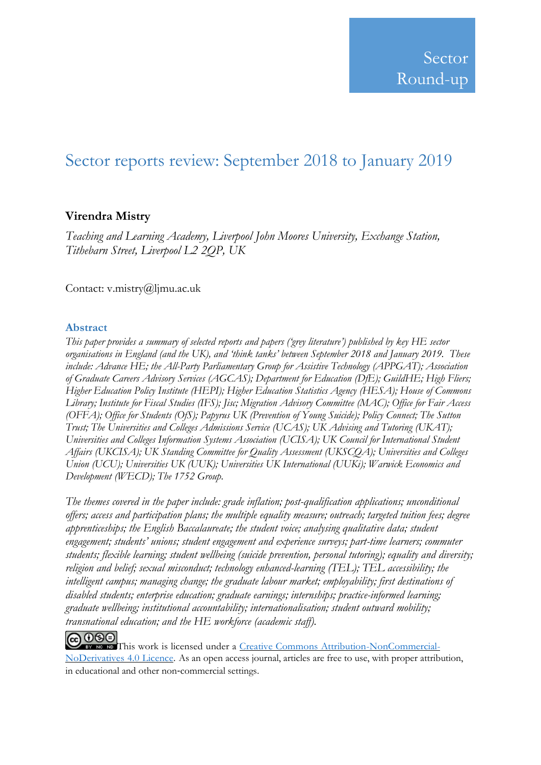Sector Round-up

# Sector reports review: September 2018 to January 2019

**Virendra Mistry**

*Teaching and Learning Academy, Liverpool John Moores University, Exchange Station, Tithebarn Street, Liverpool L2 2QP, UK*

Contact: v.mistry@ljmu.ac.uk

## Abstract

*This paper provides a summary of selected reports and papers ('grey literature') published by key HE sector organisations in England (and the UK), and 'think tanks' between September 2018 and January 2019. These include: Advance HE; the All-Party Parliamentary Group for Assistive Technology (APPGAT); Association of Graduate Careers Advisory Services (AGCAS); Department for Education (DfE); GuildHE; High Fliers; Higher Education Policy Institute (HEPI); Higher Education Statistics Agency (HESA); House of Commons Library; Institute for Fiscal Studies (IFS); Jisc; Migration Advisory Committee (MAC); Office for Fair Access (OFFA); Office for Students (OfS); Papyrus UK (Prevention of Young Suicide); Policy Connect; The Sutton Trust; The Universities and Colleges Admissions Service (UCAS); UK Advising and Tutoring (UKAT); Universities and Colleges Information Systems Association (UCISA); UK Council for International Student Affairs (UKCISA); UK Standing Committee for Quality Assessment (UKSCQA); Universities and Colleges Union (UCU); Universities UK (UUK); Universities UK International (UUKi); Warwick Economics and Development (WECD); The 1752 Group.*

*The themes covered in the paper include: grade inflation; post-qualification applications; unconditional offers; access and participation plans; the multiple equality measure; outreach; targeted tuition fees; degree apprenticeships; the English Baccalaureate; the student voice; analysing qualitative data; student engagement; students' unions; student engagement and experience surveys; part-time learners; commuter students; flexible learning; student wellbeing (suicide prevention, personal tutoring); equality and diversity; religion and belief; sexual misconduct; technology enhanced-learning (TEL); TEL accessibility; the intelligent campus; managing change; the graduate labour market; employability; first destinations of disabled students; enterprise education; graduate earnings; internships; practice-informed learning; graduate wellbeing; institutional accountability; internationalisation; student outward mobility; transnational education; and the HE workforce (academic staff).*

This work is licensed under a [Creative Commons Attribution-NonCommercial-NoDerivatives 4.0 Licence](https://creativecommons.org/licenses/by-nc-nd/4.0/). As an open access journal, articles are free to use, with proper attribution, in educational and other non-commercial settings.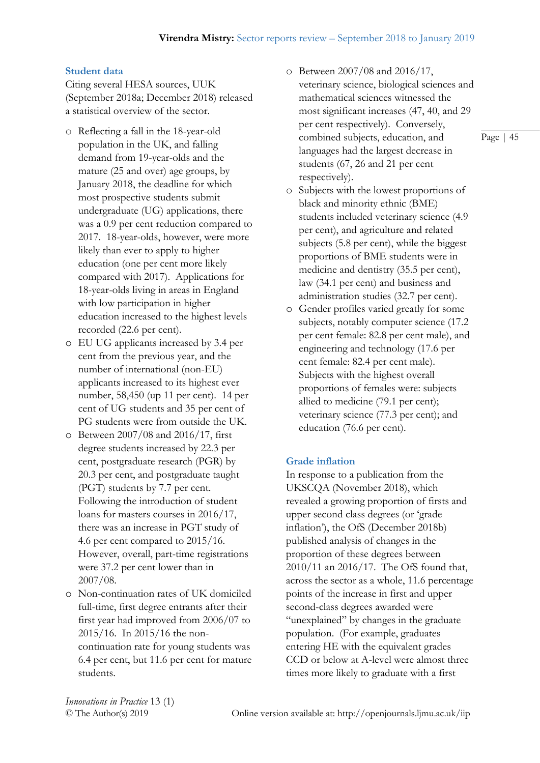## Student data

Citing several HESA sources, UUK (September 2018a; December 2018) released a statistical overview of the sector.

- Reflecting a fall in the 18-year-old population in the UK, and falling demand from 19-year-olds and the mature (25 and over) age groups, by January 2018, the deadline for which most prospective students submit undergraduate (UG) applications, there was a 0.9 per cent reduction compared to 2017. 18-year-olds, however, were more likely than ever to apply to higher education (one per cent more likely compared with 2017). Applications for 18-year-olds living in areas in England with low participation in higher education increased to the highest levels recorded (22.6 per cent).
- EU UG applicants increased by 3.4 per cent from the previous year, and the number of international (non-EU) applicants increased to its highest ever number, 58,450 (up 11 per cent). 14 per cent of UG students and 35 per cent of PG students were from outside the UK.
- Between 2007/08 and 2016/17, first degree students increased by 22.3 per cent, postgraduate research (PGR) by 20.3 per cent, and postgraduate taught (PGT) students by 7.7 per cent. Following the introduction of student loans for masters courses in 2016/17, there was an increase in PGT study of 4.6 per cent compared to 2015/16. However, overall, part-time registrations were 37.2 per cent lower than in 2007/08.
- Non-continuation rates of UK domiciled full-time, first degree entrants after their first year had improved from 2006/07 to 2015/16. In 2015/16 the non-continuation rate for young students was 6.4 per cent, but 11.6 per cent for mature students.
- Between 2007/08 and 2016/17, veterinary science, biological sciences and mathematical sciences witnessed the most significant increases (47, 40, and 29 per cent respectively). Conversely, combined subjects, education, and languages had the largest decrease in students (67, 26 and 21 per cent respectively).
- Subjects with the lowest proportions of black and minority ethnic (BME) students included veterinary science (4.9 per cent), and agriculture and related subjects (5.8 per cent), while the biggest proportions of BME students were in medicine and dentistry (35.5 per cent), law (34.1 per cent) and business and administration studies (32.7 per cent).
- Gender profiles varied greatly for some subjects, notably computer science (17.2 per cent female: 82.8 per cent male), and engineering and technology (17.6 per cent female: 82.4 per cent male). Subjects with the highest overall proportions of females were: subjects allied to medicine (79.1 per cent); veterinary science (77.3 per cent); and education (76.6 per cent).

## Grade inflation

In response to a publication from the UKSCQA (November 2018), which revealed a growing proportion of firsts and upper second class degrees (or 'grade inflation'), the OfS (December 2018b) published analysis of changes in the proportion of these degrees between 2010/11 an 2016/17. The OfS found that, across the sector as a whole, 11.6 percentage points of the increase in first and upper second-class degrees awarded were "unexplained" by changes in the graduate population. (For example, graduates entering HE with the equivalent grades CCD or below at A-level were almost three times more likely to graduate with a first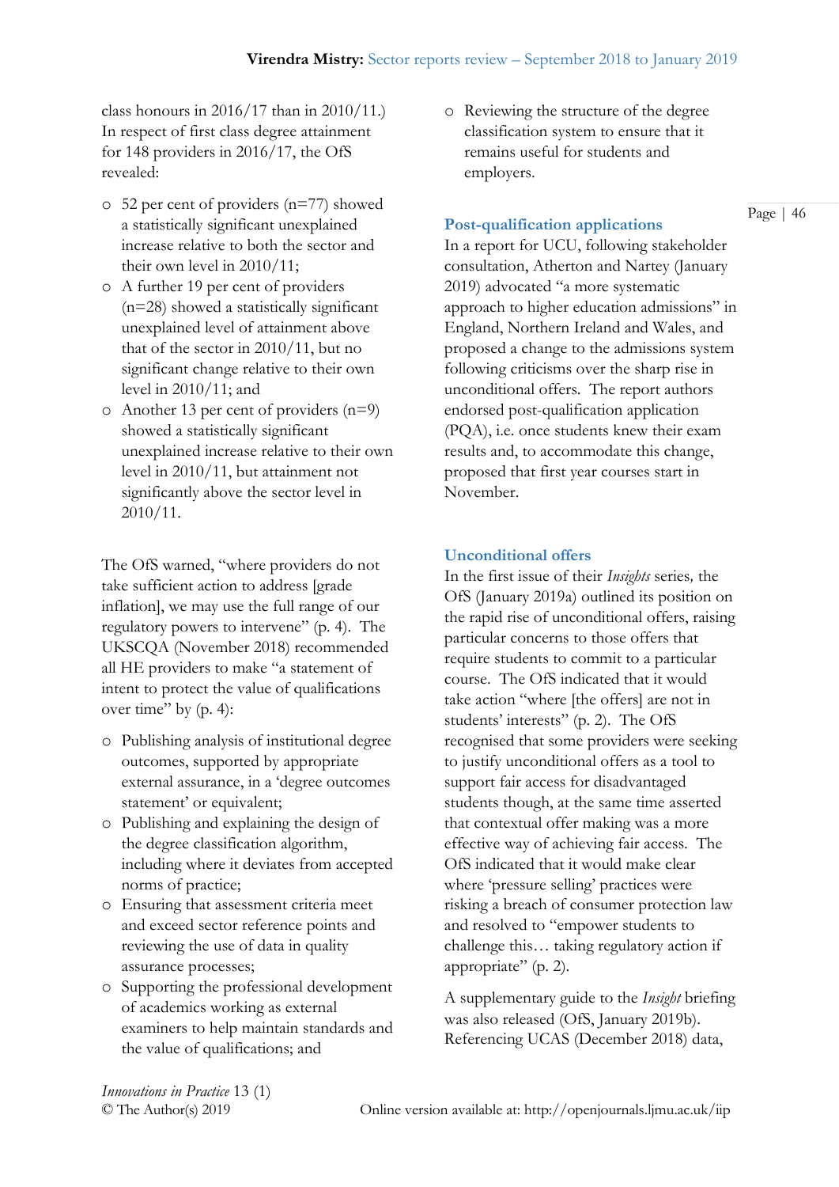class honours in 2016/17 than in 2010/11.) In respect of first class degree attainment for 148 providers in 2016/17, the OfS revealed:

- 52 per cent of providers (n=77) showed a statistically significant unexplained increase relative to both the sector and their own level in 2010/11;
- A further 19 per cent of providers (n=28) showed a statistically significant unexplained level of attainment above that of the sector in 2010/11, but no significant change relative to their own level in 2010/11; and
- Another 13 per cent of providers (n=9) showed a statistically significant unexplained increase relative to their own level in 2010/11, but attainment not significantly above the sector level in 2010/11.

The OfS warned, "where providers do not take sufficient action to address [grade inflation], we may use the full range of our regulatory powers to intervene" (p. 4). The UKSCQA (November 2018) recommended all HE providers to make "a statement of intent to protect the value of qualifications over time" by (p. 4):

- Publishing analysis of institutional degree outcomes, supported by appropriate external assurance, in a 'degree outcomes statement' or equivalent;
- Publishing and explaining the design of the degree classification algorithm, including where it deviates from accepted norms of practice;
- Ensuring that assessment criteria meet and exceed sector reference points and reviewing the use of data in quality assurance processes;
- Supporting the professional development of academics working as external examiners to help maintain standards and the value of qualifications; and
- Reviewing the structure of the degree classification system to ensure that it remains useful for students and employers.

### Post-qualification applications

In a report for UCU, following stakeholder consultation, Atherton and Nartey (January 2019) advocated "a more systematic approach to higher education admissions" in England, Northern Ireland and Wales, and proposed a change to the admissions system following criticisms over the sharp rise in unconditional offers. The report authors endorsed post-qualification application (PQA), i.e. once students knew their exam results and, to accommodate this change, proposed that first year courses start in November.

### Unconditional offers

In the first issue of their *Insights* series*,* the OfS (January 2019a) outlined its position on the rapid rise of unconditional offers, raising particular concerns to those offers that require students to commit to a particular course. The OfS indicated that it would take action "where [the offers] are not in students' interests" (p. 2). The OfS recognised that some providers were seeking to justify unconditional offers as a tool to support fair access for disadvantaged students though, at the same time asserted that contextual offer making was a more effective way of achieving fair access. The OfS indicated that it would make clear where 'pressure selling' practices were risking a breach of consumer protection law and resolved to "empower students to challenge this… taking regulatory action if appropriate" (p. 2).

A supplementary guide to the *Insight* briefing was also released (OfS, January 2019b). Referencing UCAS (December 2018) data,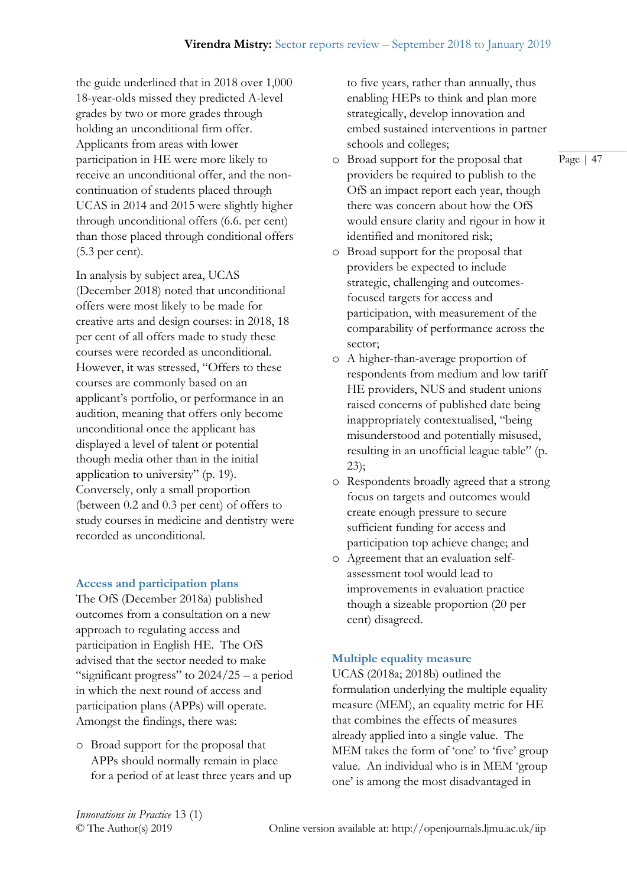the guide underlined that in 2018 over 1,000 18-year-olds missed they predicted A-level grades by two or more grades through holding an unconditional firm offer. Applicants from areas with lower participation in HE were more likely to receive an unconditional offer, and the non-continuation of students placed through UCAS in 2014 and 2015 were slightly higher through unconditional offers (6.6. per cent) than those placed through conditional offers (5.3 per cent).

In analysis by subject area, UCAS (December 2018) noted that unconditional offers were most likely to be made for creative arts and design courses: in 2018, 18 per cent of all offers made to study these courses were recorded as unconditional. However, it was stressed, "Offers to these courses are commonly based on an applicant's portfolio, or performance in an audition, meaning that offers only become unconditional once the applicant has displayed a level of talent or potential though media other than in the initial application to university" (p. 19). Conversely, only a small proportion (between 0.2 and 0.3 per cent) of offers to study courses in medicine and dentistry were recorded as unconditional.

### Access and participation plans

The OfS (December 2018a) published outcomes from a consultation on a new approach to regulating access and participation in English HE. The OfS advised that the sector needed to make "significant progress" to 2024/25 – a period in which the next round of access and participation plans (APPs) will operate. Amongst the findings, there was:

- Broad support for the proposal that APPs should normally remain in place for a period of at least three years and up to five years, rather than annually, thus enabling HEPs to think and plan more strategically, develop innovation and embed sustained interventions in partner schools and colleges;
- Broad support for the proposal that providers be required to publish to the OfS an impact report each year, though there was concern about how the OfS would ensure clarity and rigour in how it identified and monitored risk;
- Broad support for the proposal that providers be expected to include strategic, challenging and outcomes-focused targets for access and participation, with measurement of the comparability of performance across the sector;
- A higher-than-average proportion of respondents from medium and low tariff HE providers, NUS and student unions raised concerns of published date being inappropriately contextualised, "being misunderstood and potentially misused, resulting in an unofficial league table" (p. 23);
- Respondents broadly agreed that a strong focus on targets and outcomes would create enough pressure to secure sufficient funding for access and participation top achieve change; and
- Agreement that an evaluation self-assessment tool would lead to improvements in evaluation practice though a sizeable proportion (20 per cent) disagreed.

### Multiple equality measure

UCAS (2018a; 2018b) outlined the formulation underlying the multiple equality measure (MEM), an equality metric for HE that combines the effects of measures already applied into a single value. The MEM takes the form of 'one' to 'five' group value. An individual who is in MEM 'group one' is among the most disadvantaged in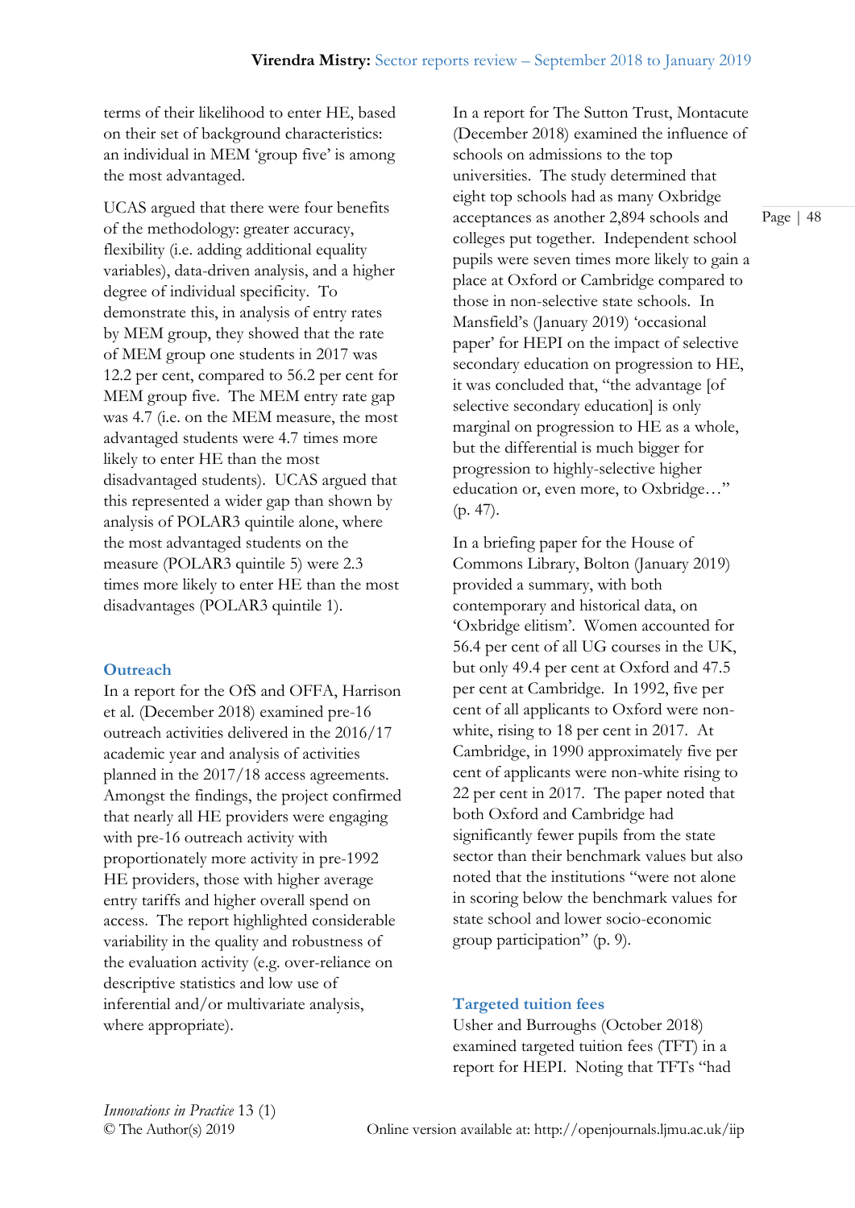terms of their likelihood to enter HE, based on their set of background characteristics: an individual in MEM 'group five' is among the most advantaged.

UCAS argued that there were four benefits of the methodology: greater accuracy, flexibility (i.e. adding additional equality variables), data-driven analysis, and a higher degree of individual specificity. To demonstrate this, in analysis of entry rates by MEM group, they showed that the rate of MEM group one students in 2017 was 12.2 per cent, compared to 56.2 per cent for MEM group five. The MEM entry rate gap was 4.7 (i.e. on the MEM measure, the most advantaged students were 4.7 times more likely to enter HE than the most disadvantaged students). UCAS argued that this represented a wider gap than shown by analysis of POLAR3 quintile alone, where the most advantaged students on the measure (POLAR3 quintile 5) were 2.3 times more likely to enter HE than the most disadvantages (POLAR3 quintile 1).

## Outreach

In a report for the OfS and OFFA, Harrison et al. (December 2018) examined pre-16 outreach activities delivered in the 2016/17 academic year and analysis of activities planned in the 2017/18 access agreements. Amongst the findings, the project confirmed that nearly all HE providers were engaging with pre-16 outreach activity with proportionately more activity in pre-1992 HE providers, those with higher average entry tariffs and higher overall spend on access. The report highlighted considerable variability in the quality and robustness of the evaluation activity (e.g. over-reliance on descriptive statistics and low use of inferential and/or multivariate analysis, where appropriate).

In a report for The Sutton Trust, Montacute (December 2018) examined the influence of schools on admissions to the top universities. The study determined that eight top schools had as many Oxbridge acceptances as another 2,894 schools and colleges put together. Independent school pupils were seven times more likely to gain a place at Oxford or Cambridge compared to those in non-selective state schools. In Mansfield's (January 2019) 'occasional paper' for HEPI on the impact of selective secondary education on progression to HE, it was concluded that, "the advantage [of selective secondary education] is only marginal on progression to HE as a whole, but the differential is much bigger for progression to highly-selective higher education or, even more, to Oxbridge…" (p. 47).

In a briefing paper for the House of Commons Library, Bolton (January 2019) provided a summary, with both contemporary and historical data, on 'Oxbridge elitism'. Women accounted for 56.4 per cent of all UG courses in the UK, but only 49.4 per cent at Oxford and 47.5 per cent at Cambridge. In 1992, five per cent of all applicants to Oxford were non-white, rising to 18 per cent in 2017. At Cambridge, in 1990 approximately five per cent of applicants were non-white rising to 22 per cent in 2017. The paper noted that both Oxford and Cambridge had significantly fewer pupils from the state sector than their benchmark values but also noted that the institutions "were not alone in scoring below the benchmark values for state school and lower socio-economic group participation" (p. 9).

## Targeted tuition fees

Usher and Burroughs (October 2018) examined targeted tuition fees (TFT) in a report for HEPI. Noting that TFTs "had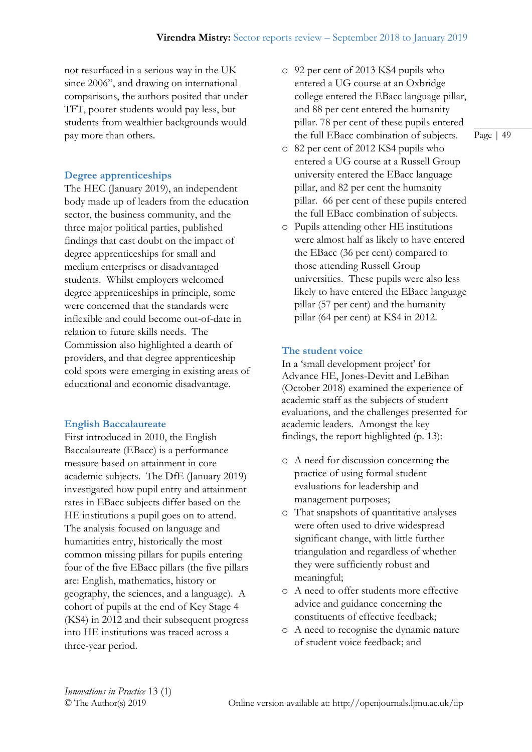not resurfaced in a serious way in the UK since 2006", and drawing on international comparisons, the authors posited that under TFT, poorer students would pay less, but students from wealthier backgrounds would pay more than others.

### Degree apprenticeships

The HEC (January 2019), an independent body made up of leaders from the education sector, the business community, and the three major political parties, published findings that cast doubt on the impact of degree apprenticeships for small and medium enterprises or disadvantaged students. Whilst employers welcomed degree apprenticeships in principle, some were concerned that the standards were inflexible and could become out-of-date in relation to future skills needs. The Commission also highlighted a dearth of providers, and that degree apprenticeship cold spots were emerging in existing areas of educational and economic disadvantage.

### English Baccalaureate

First introduced in 2010, the English Baccalaureate (EBacc) is a performance measure based on attainment in core academic subjects. The DfE (January 2019) investigated how pupil entry and attainment rates in EBacc subjects differ based on the HE institutions a pupil goes on to attend. The analysis focused on language and humanities entry, historically the most common missing pillars for pupils entering four of the five EBacc pillars (the five pillars are: English, mathematics, history or geography, the sciences, and a language). A cohort of pupils at the end of Key Stage 4 (KS4) in 2012 and their subsequent progress into HE institutions was traced across a three-year period.

- 92 per cent of 2013 KS4 pupils who entered a UG course at an Oxbridge college entered the EBacc language pillar, and 88 per cent entered the humanity pillar. 78 per cent of these pupils entered the full EBacc combination of subjects.
- 82 per cent of 2012 KS4 pupils who entered a UG course at a Russell Group university entered the EBacc language pillar, and 82 per cent the humanity pillar. 66 per cent of these pupils entered the full EBacc combination of subjects.
- Pupils attending other HE institutions were almost half as likely to have entered the EBacc (36 per cent) compared to those attending Russell Group universities. These pupils were also less likely to have entered the EBacc language pillar (57 per cent) and the humanity pillar (64 per cent) at KS4 in 2012.

### The student voice

In a 'small development project' for Advance HE, Jones-Devitt and LeBihan (October 2018) examined the experience of academic staff as the subjects of student evaluations, and the challenges presented for academic leaders. Amongst the key findings, the report highlighted (p. 13):

- A need for discussion concerning the practice of using formal student evaluations for leadership and management purposes;
- That snapshots of quantitative analyses were often used to drive widespread significant change, with little further triangulation and regardless of whether they were sufficiently robust and meaningful;
- A need to offer students more effective advice and guidance concerning the constituents of effective feedback;
- A need to recognise the dynamic nature of student voice feedback; and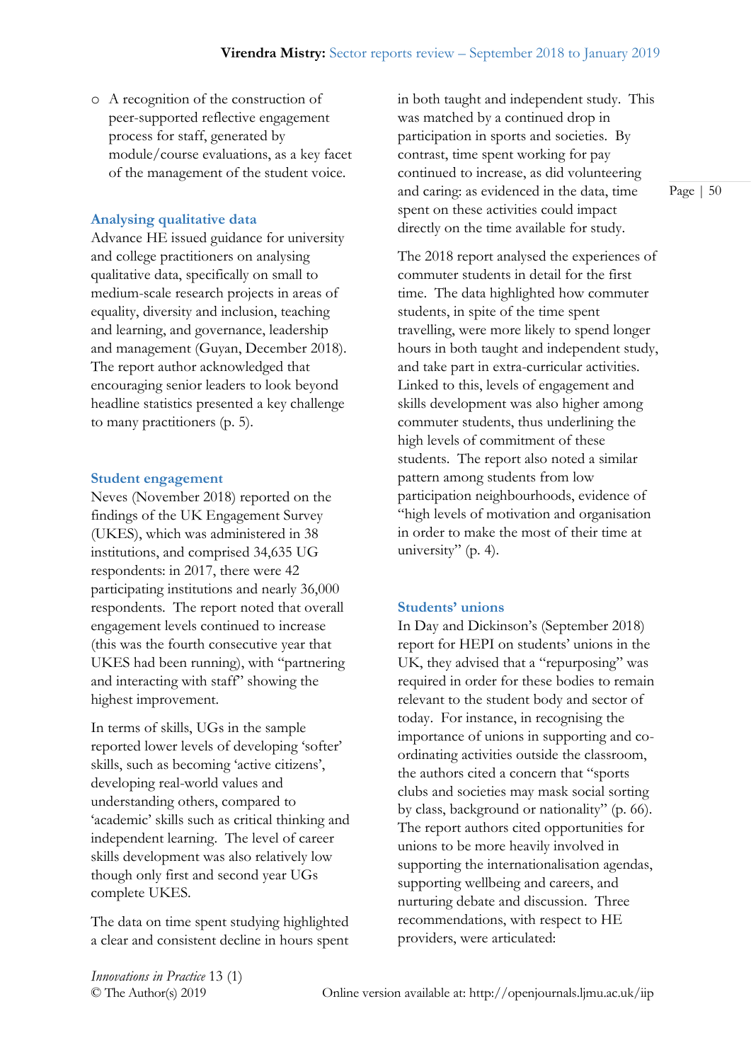- A recognition of the construction of peer-supported reflective engagement process for staff, generated by module/course evaluations, as a key facet of the management of the student voice.

### Analysing qualitative data

Advance HE issued guidance for university and college practitioners on analysing qualitative data, specifically on small to medium-scale research projects in areas of equality, diversity and inclusion, teaching and learning, and governance, leadership and management (Guyan, December 2018). The report author acknowledged that encouraging senior leaders to look beyond headline statistics presented a key challenge to many practitioners (p. 5).

### Student engagement

Neves (November 2018) reported on the findings of the UK Engagement Survey (UKES), which was administered in 38 institutions, and comprised 34,635 UG respondents: in 2017, there were 42 participating institutions and nearly 36,000 respondents. The report noted that overall engagement levels continued to increase (this was the fourth consecutive year that UKES had been running), with "partnering and interacting with staff" showing the highest improvement.

In terms of skills, UGs in the sample reported lower levels of developing 'softer' skills, such as becoming 'active citizens', developing real-world values and understanding others, compared to 'academic' skills such as critical thinking and independent learning. The level of career skills development was also relatively low though only first and second year UGs complete UKES.

The data on time spent studying highlighted a clear and consistent decline in hours spent in both taught and independent study. This was matched by a continued drop in participation in sports and societies. By contrast, time spent working for pay continued to increase, as did volunteering and caring: as evidenced in the data, time spent on these activities could impact directly on the time available for study.

The 2018 report analysed the experiences of commuter students in detail for the first time. The data highlighted how commuter students, in spite of the time spent travelling, were more likely to spend longer hours in both taught and independent study, and take part in extra-curricular activities. Linked to this, levels of engagement and skills development was also higher among commuter students, thus underlining the high levels of commitment of these students. The report also noted a similar pattern among students from low participation neighbourhoods, evidence of "high levels of motivation and organisation in order to make the most of their time at university" (p. 4).

### Students' unions

In Day and Dickinson's (September 2018) report for HEPI on students' unions in the UK, they advised that a "repurposing" was required in order for these bodies to remain relevant to the student body and sector of today. For instance, in recognising the importance of unions in supporting and co-ordinating activities outside the classroom, the authors cited a concern that "sports clubs and societies may mask social sorting by class, background or nationality" (p. 66). The report authors cited opportunities for unions to be more heavily involved in supporting the internationalisation agendas, supporting wellbeing and careers, and nurturing debate and discussion. Three recommendations, with respect to HE providers, were articulated: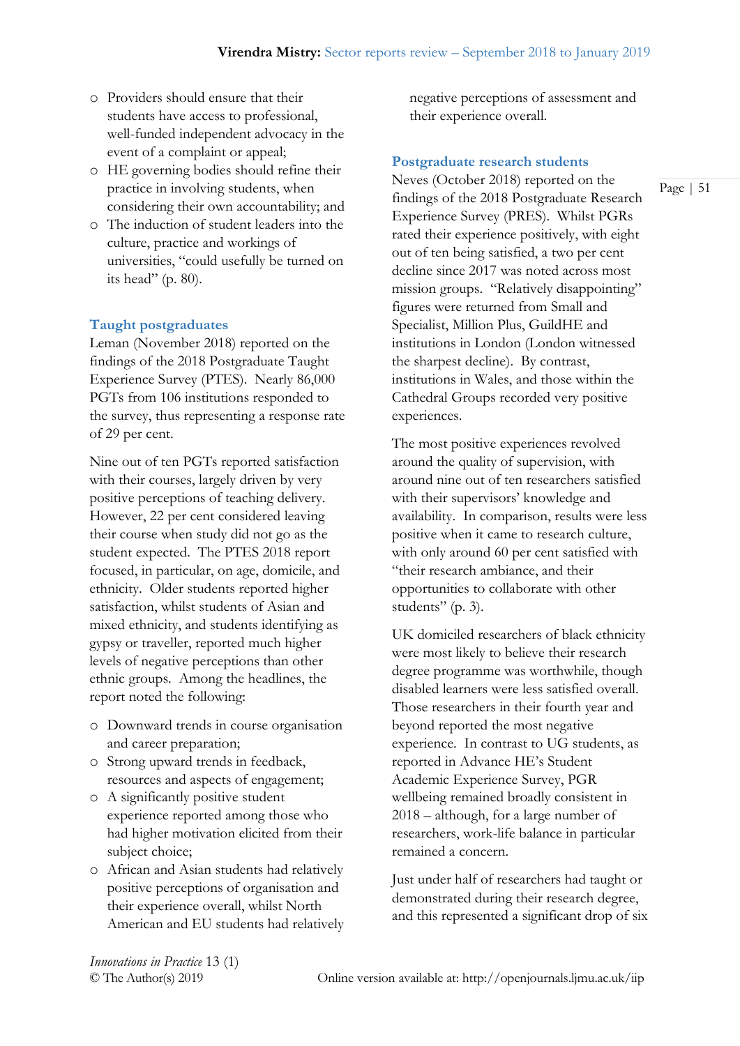- Providers should ensure that their students have access to professional, well-funded independent advocacy in the event of a complaint or appeal;
- HE governing bodies should refine their practice in involving students, when considering their own accountability; and
- The induction of student leaders into the culture, practice and workings of universities, "could usefully be turned on its head" (p. 80).

### Taught postgraduates

Leman (November 2018) reported on the findings of the 2018 Postgraduate Taught Experience Survey (PTES). Nearly 86,000 PGTs from 106 institutions responded to the survey, thus representing a response rate of 29 per cent.

Nine out of ten PGTs reported satisfaction with their courses, largely driven by very positive perceptions of teaching delivery. However, 22 per cent considered leaving their course when study did not go as the student expected. The PTES 2018 report focused, in particular, on age, domicile, and ethnicity. Older students reported higher satisfaction, whilst students of Asian and mixed ethnicity, and students identifying as gypsy or traveller, reported much higher levels of negative perceptions than other ethnic groups. Among the headlines, the report noted the following:

- Downward trends in course organisation and career preparation;
- Strong upward trends in feedback, resources and aspects of engagement;
- A significantly positive student experience reported among those who had higher motivation elicited from their subject choice;
- African and Asian students had relatively positive perceptions of organisation and their experience overall, whilst North American and EU students had relatively negative perceptions of assessment and their experience overall.

### Postgraduate research students

Neves (October 2018) reported on the findings of the 2018 Postgraduate Research Experience Survey (PRES). Whilst PGRs rated their experience positively, with eight out of ten being satisfied, a two per cent decline since 2017 was noted across most mission groups. "Relatively disappointing" figures were returned from Small and Specialist, Million Plus, GuildHE and institutions in London (London witnessed the sharpest decline). By contrast, institutions in Wales, and those within the Cathedral Groups recorded very positive experiences.

The most positive experiences revolved around the quality of supervision, with around nine out of ten researchers satisfied with their supervisors' knowledge and availability. In comparison, results were less positive when it came to research culture, with only around 60 per cent satisfied with "their research ambiance, and their opportunities to collaborate with other students" (p. 3).

UK domiciled researchers of black ethnicity were most likely to believe their research degree programme was worthwhile, though disabled learners were less satisfied overall. Those researchers in their fourth year and beyond reported the most negative experience. In contrast to UG students, as reported in Advance HE's Student Academic Experience Survey, PGR wellbeing remained broadly consistent in 2018 – although, for a large number of researchers, work-life balance in particular remained a concern.

Just under half of researchers had taught or demonstrated during their research degree, and this represented a significant drop of six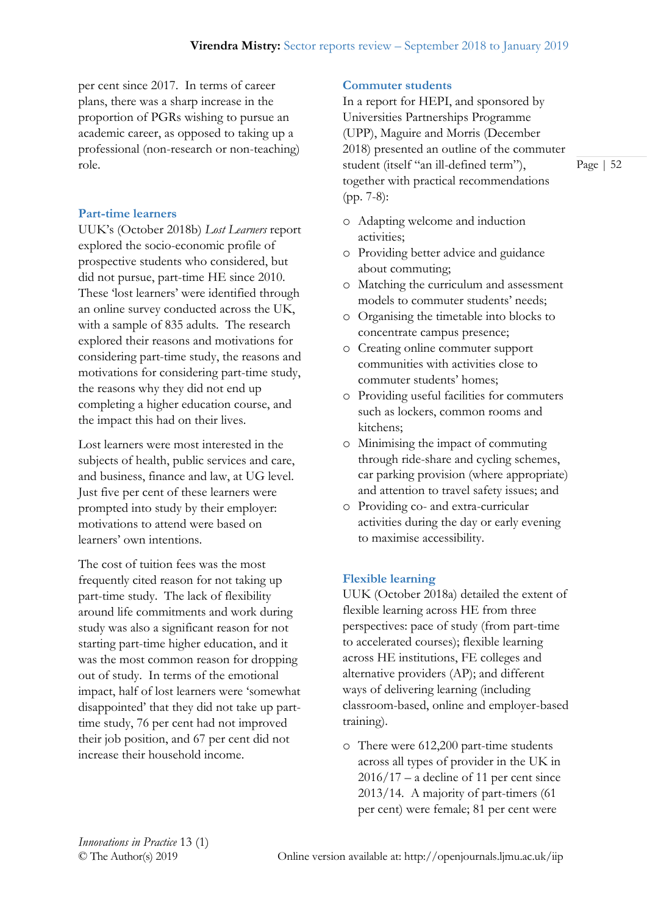per cent since 2017. In terms of career plans, there was a sharp increase in the proportion of PGRs wishing to pursue an academic career, as opposed to taking up a professional (non-research or non-teaching) role.

### Part-time learners

UUK's (October 2018b) *Lost Learners* report explored the socio-economic profile of prospective students who considered, but did not pursue, part-time HE since 2010. These 'lost learners' were identified through an online survey conducted across the UK, with a sample of 835 adults. The research explored their reasons and motivations for considering part-time study, the reasons and motivations for considering part-time study, the reasons why they did not end up completing a higher education course, and the impact this had on their lives.

Lost learners were most interested in the subjects of health, public services and care, and business, finance and law, at UG level. Just five per cent of these learners were prompted into study by their employer: motivations to attend were based on learners' own intentions.

The cost of tuition fees was the most frequently cited reason for not taking up part-time study. The lack of flexibility around life commitments and work during study was also a significant reason for not starting part-time higher education, and it was the most common reason for dropping out of study. In terms of the emotional impact, half of lost learners were 'somewhat disappointed' that they did not take up part-time study, 76 per cent had not improved their job position, and 67 per cent did not increase their household income.

### Commuter students

In a report for HEPI, and sponsored by Universities Partnerships Programme (UPP), Maguire and Morris (December 2018) presented an outline of the commuter student (itself "an ill-defined term"), together with practical recommendations (pp. 7-8):

- Adapting welcome and induction activities;
- Providing better advice and guidance about commuting;
- Matching the curriculum and assessment models to commuter students' needs;
- Organising the timetable into blocks to concentrate campus presence;
- Creating online commuter support communities with activities close to commuter students' homes;
- Providing useful facilities for commuters such as lockers, common rooms and kitchens;
- Minimising the impact of commuting through ride-share and cycling schemes, car parking provision (where appropriate) and attention to travel safety issues; and
- Providing co- and extra-curricular activities during the day or early evening to maximise accessibility.

### Flexible learning

UUK (October 2018a) detailed the extent of flexible learning across HE from three perspectives: pace of study (from part-time to accelerated courses); flexible learning across HE institutions, FE colleges and alternative providers (AP); and different ways of delivering learning (including classroom-based, online and employer-based training).

- There were 612,200 part-time students across all types of provider in the UK in 2016/17 – a decline of 11 per cent since 2013/14. A majority of part-timers (61 per cent) were female; 81 per cent were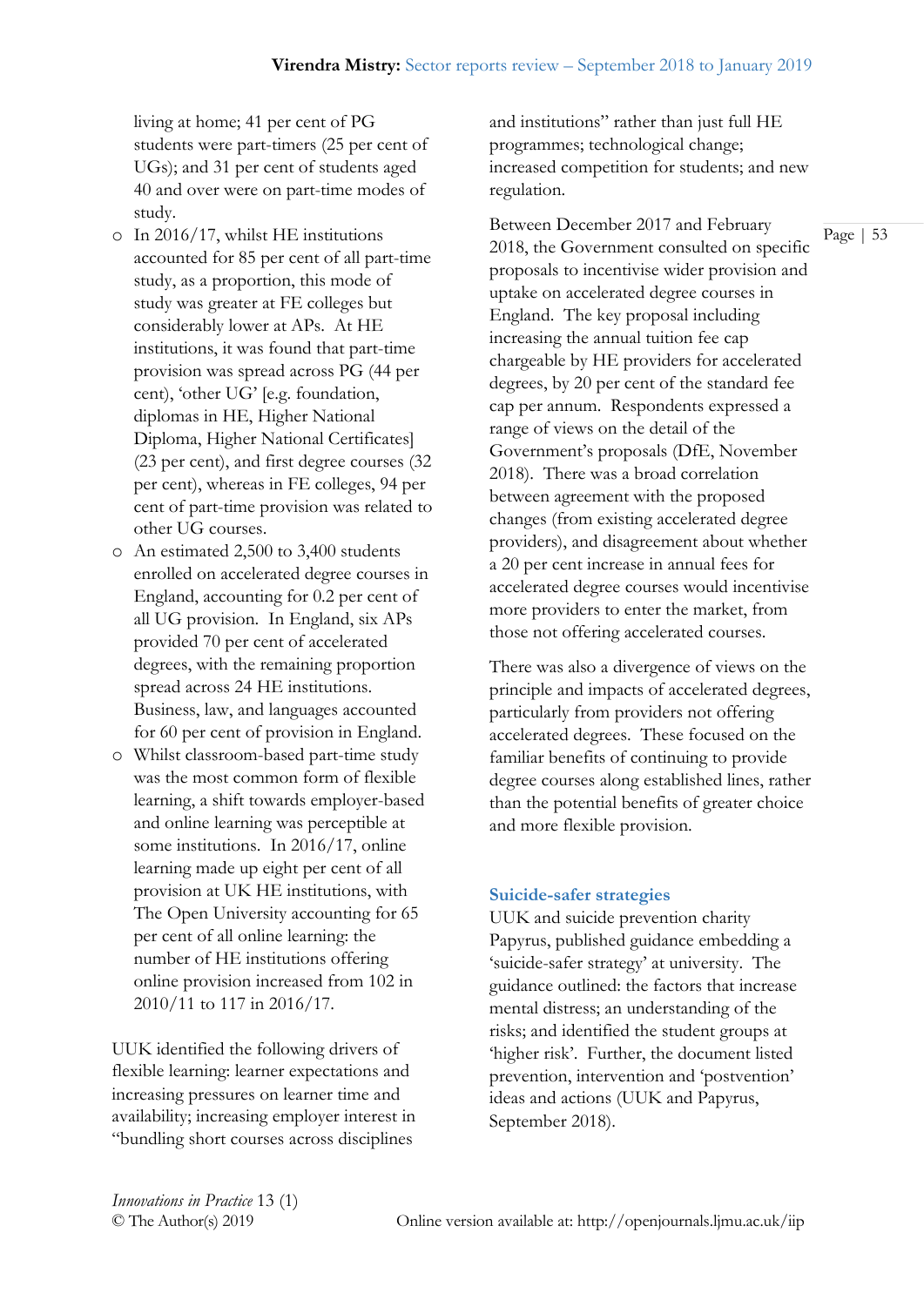living at home; 41 per cent of PG students were part-timers (25 per cent of UGs); and 31 per cent of students aged 40 and over were on part-time modes of study.

- In 2016/17, whilst HE institutions accounted for 85 per cent of all part-time study, as a proportion, this mode of study was greater at FE colleges but considerably lower at APs. At HE institutions, it was found that part-time provision was spread across PG (44 per cent), 'other UG' [e.g. foundation, diplomas in HE, Higher National Diploma, Higher National Certificates] (23 per cent), and first degree courses (32 per cent), whereas in FE colleges, 94 per cent of part-time provision was related to other UG courses.
- An estimated 2,500 to 3,400 students enrolled on accelerated degree courses in England, accounting for 0.2 per cent of all UG provision. In England, six APs provided 70 per cent of accelerated degrees, with the remaining proportion spread across 24 HE institutions. Business, law, and languages accounted for 60 per cent of provision in England.
- Whilst classroom-based part-time study was the most common form of flexible learning, a shift towards employer-based and online learning was perceptible at some institutions. In 2016/17, online learning made up eight per cent of all provision at UK HE institutions, with The Open University accounting for 65 per cent of all online learning: the number of HE institutions offering online provision increased from 102 in 2010/11 to 117 in 2016/17.

UUK identified the following drivers of flexible learning: learner expectations and increasing pressures on learner time and availability; increasing employer interest in "bundling short courses across disciplines and institutions" rather than just full HE programmes; technological change; increased competition for students; and new regulation.

Between December 2017 and February 2018, the Government consulted on specific proposals to incentivise wider provision and uptake on accelerated degree courses in England. The key proposal including increasing the annual tuition fee cap chargeable by HE providers for accelerated degrees, by 20 per cent of the standard fee cap per annum. Respondents expressed a range of views on the detail of the Government's proposals (DfE, November 2018). There was a broad correlation between agreement with the proposed changes (from existing accelerated degree providers), and disagreement about whether a 20 per cent increase in annual fees for accelerated degree courses would incentivise more providers to enter the market, from those not offering accelerated courses.

There was also a divergence of views on the principle and impacts of accelerated degrees, particularly from providers not offering accelerated degrees. These focused on the familiar benefits of continuing to provide degree courses along established lines, rather than the potential benefits of greater choice and more flexible provision.

### Suicide-safer strategies

UUK and suicide prevention charity Papyrus, published guidance embedding a 'suicide-safer strategy' at university. The guidance outlined: the factors that increase mental distress; an understanding of the risks; and identified the student groups at 'higher risk'. Further, the document listed prevention, intervention and 'postvention' ideas and actions (UUK and Papyrus, September 2018).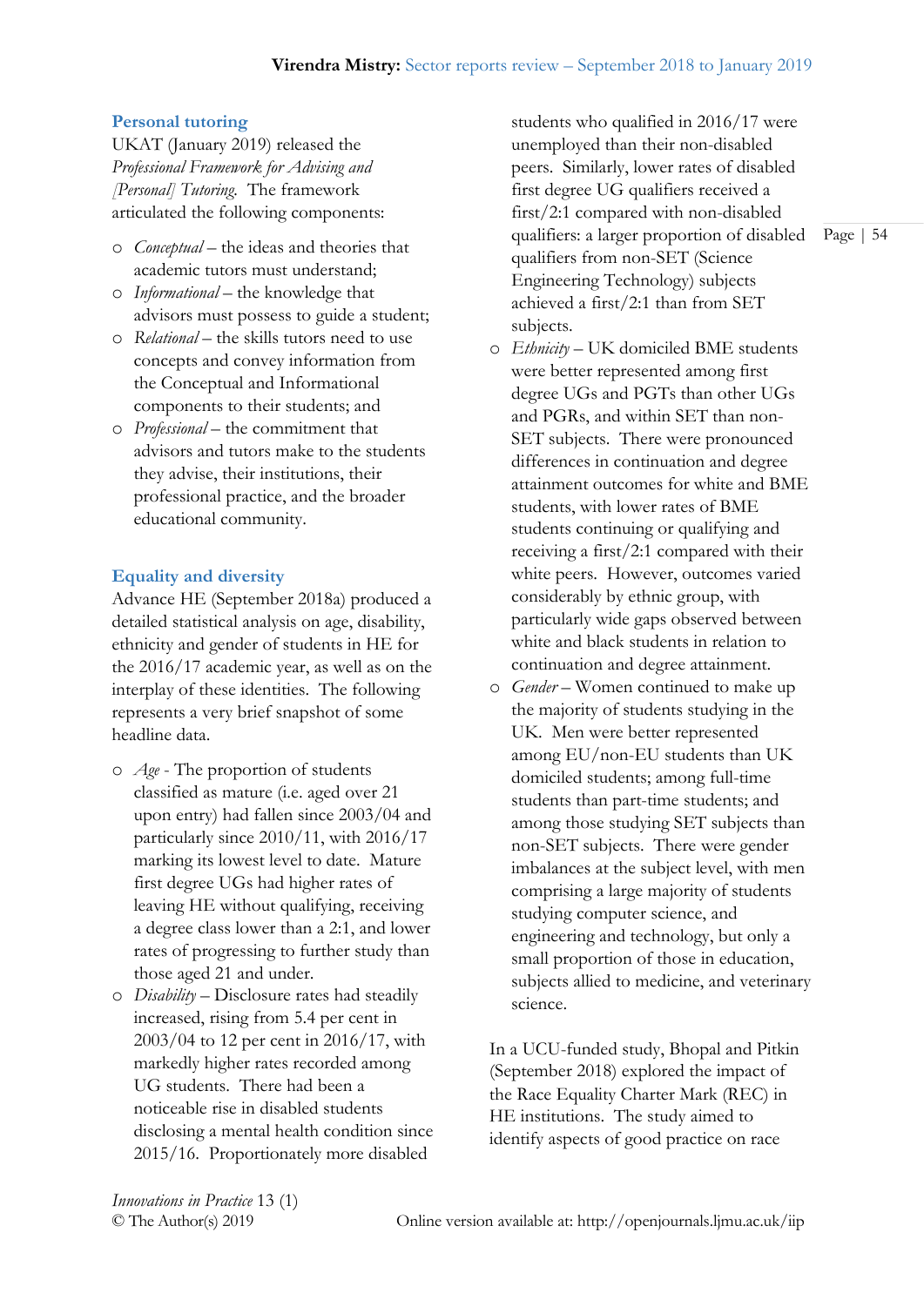## Personal tutoring

UKAT (January 2019) released the *Professional Framework for Advising and [Personal] Tutoring*. The framework articulated the following components:

- *Conceptual* – the ideas and theories that academic tutors must understand;
- *Informational* – the knowledge that advisors must possess to guide a student;
- *Relational* – the skills tutors need to use concepts and convey information from the Conceptual and Informational components to their students; and
- *Professional* – the commitment that advisors and tutors make to the students they advise, their institutions, their professional practice, and the broader educational community.

## Equality and diversity

Advance HE (September 2018a) produced a detailed statistical analysis on age, disability, ethnicity and gender of students in HE for the 2016/17 academic year, as well as on the interplay of these identities. The following represents a very brief snapshot of some headline data.

- *Age* - The proportion of students classified as mature (i.e. aged over 21 upon entry) had fallen since 2003/04 and particularly since 2010/11, with 2016/17 marking its lowest level to date. Mature first degree UGs had higher rates of leaving HE without qualifying, receiving a degree class lower than a 2:1, and lower rates of progressing to further study than those aged 21 and under.
- *Disability* – Disclosure rates had steadily increased, rising from 5.4 per cent in 2003/04 to 12 per cent in 2016/17, with markedly higher rates recorded among UG students. There had been a noticeable rise in disabled students disclosing a mental health condition since 2015/16. Proportionately more disabled students who qualified in 2016/17 were unemployed than their non-disabled peers. Similarly, lower rates of disabled first degree UG qualifiers received a first/2:1 compared with non-disabled qualifiers: a larger proportion of disabled qualifiers from non-SET (Science Engineering Technology) subjects achieved a first/2:1 than from SET subjects.
- *Ethnicity* – UK domiciled BME students were better represented among first degree UGs and PGTs than other UGs and PGRs, and within SET than non-SET subjects. There were pronounced differences in continuation and degree attainment outcomes for white and BME students, with lower rates of BME students continuing or qualifying and receiving a first/2:1 compared with their white peers. However, outcomes varied considerably by ethnic group, with particularly wide gaps observed between white and black students in relation to continuation and degree attainment.
- *Gender* – Women continued to make up the majority of students studying in the UK. Men were better represented among EU/non-EU students than UK domiciled students; among full-time students than part-time students; and among those studying SET subjects than non-SET subjects. There were gender imbalances at the subject level, with men comprising a large majority of students studying computer science, and engineering and technology, but only a small proportion of those in education, subjects allied to medicine, and veterinary science.

In a UCU-funded study, Bhopal and Pitkin (September 2018) explored the impact of the Race Equality Charter Mark (REC) in HE institutions. The study aimed to identify aspects of good practice on race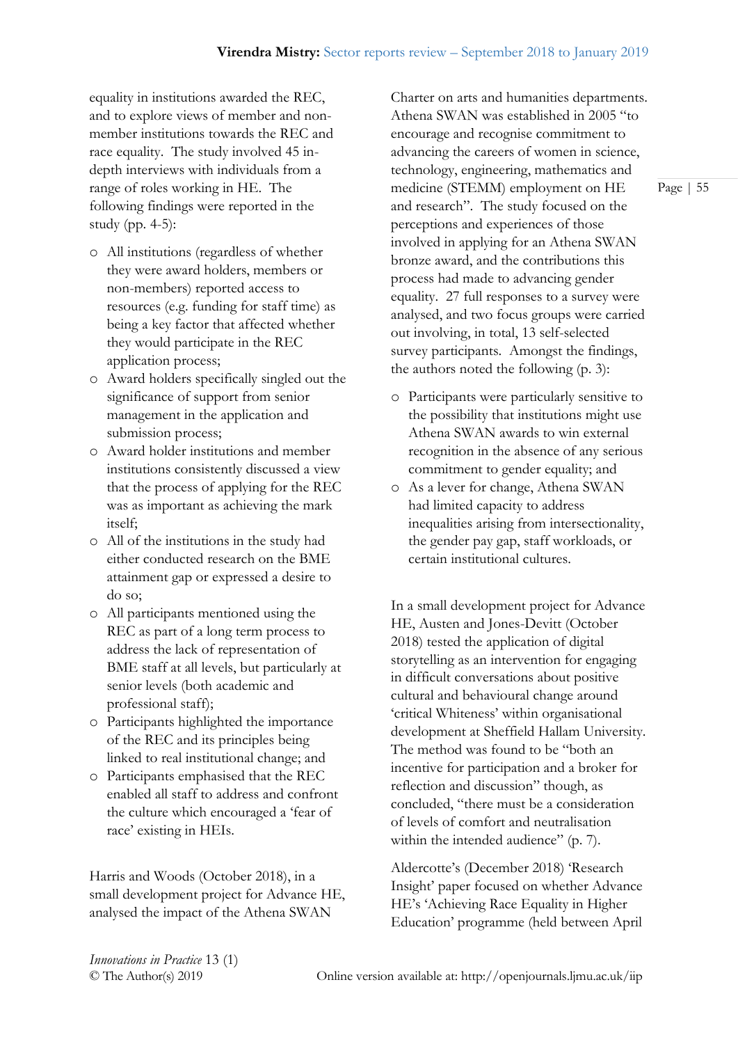equality in institutions awarded the REC, and to explore views of member and non-member institutions towards the REC and race equality. The study involved 45 in-depth interviews with individuals from a range of roles working in HE. The following findings were reported in the study (pp. 4-5):

- All institutions (regardless of whether they were award holders, members or non-members) reported access to resources (e.g. funding for staff time) as being a key factor that affected whether they would participate in the REC application process;
- Award holders specifically singled out the significance of support from senior management in the application and submission process;
- Award holder institutions and member institutions consistently discussed a view that the process of applying for the REC was as important as achieving the mark itself;
- All of the institutions in the study had either conducted research on the BME attainment gap or expressed a desire to do so;
- All participants mentioned using the REC as part of a long term process to address the lack of representation of BME staff at all levels, but particularly at senior levels (both academic and professional staff);
- Participants highlighted the importance of the REC and its principles being linked to real institutional change; and
- Participants emphasised that the REC enabled all staff to address and confront the culture which encouraged a 'fear of race' existing in HEIs.

Harris and Woods (October 2018), in a small development project for Advance HE, analysed the impact of the Athena SWAN Charter on arts and humanities departments. Athena SWAN was established in 2005 "to encourage and recognise commitment to advancing the careers of women in science, technology, engineering, mathematics and medicine (STEMM) employment on HE and research". The study focused on the perceptions and experiences of those involved in applying for an Athena SWAN bronze award, and the contributions this process had made to advancing gender equality. 27 full responses to a survey were analysed, and two focus groups were carried out involving, in total, 13 self-selected survey participants. Amongst the findings, the authors noted the following (p. 3):

- Participants were particularly sensitive to the possibility that institutions might use Athena SWAN awards to win external recognition in the absence of any serious commitment to gender equality; and
- As a lever for change, Athena SWAN had limited capacity to address inequalities arising from intersectionality, the gender pay gap, staff workloads, or certain institutional cultures.

In a small development project for Advance HE, Austen and Jones-Devitt (October 2018) tested the application of digital storytelling as an intervention for engaging in difficult conversations about positive cultural and behavioural change around 'critical Whiteness' within organisational development at Sheffield Hallam University. The method was found to be "both an incentive for participation and a broker for reflection and discussion" though, as concluded, "there must be a consideration of levels of comfort and neutralisation within the intended audience" (p. 7).

Aldercotte's (December 2018) 'Research Insight' paper focused on whether Advance HE's 'Achieving Race Equality in Higher Education' programme (held between April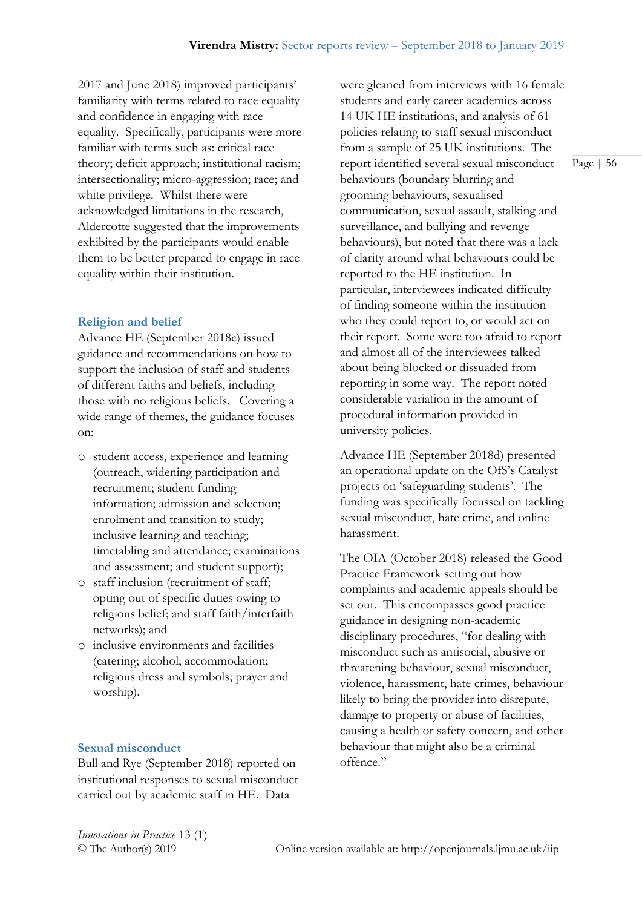2017 and June 2018) improved participants' familiarity with terms related to race equality and confidence in engaging with race equality. Specifically, participants were more familiar with terms such as: critical race theory; deficit approach; institutional racism; intersectionality; micro-aggression; race; and white privilege. Whilst there were acknowledged limitations in the research, Aldercotte suggested that the improvements exhibited by the participants would enable them to be better prepared to engage in race equality within their institution.

### Religion and belief

Advance HE (September 2018c) issued guidance and recommendations on how to support the inclusion of staff and students of different faiths and beliefs, including those with no religious beliefs. Covering a wide range of themes, the guidance focuses on:

- student access, experience and learning (outreach, widening participation and recruitment; student funding information; admission and selection; enrolment and transition to study; inclusive learning and teaching; timetabling and attendance; examinations and assessment; and student support);
- staff inclusion (recruitment of staff; opting out of specific duties owing to religious belief; and staff faith/interfaith networks); and
- inclusive environments and facilities (catering; alcohol; accommodation; religious dress and symbols; prayer and worship).

### Sexual misconduct

Bull and Rye (September 2018) reported on institutional responses to sexual misconduct carried out by academic staff in HE. Data were gleaned from interviews with 16 female students and early career academics across 14 UK HE institutions, and analysis of 61 policies relating to staff sexual misconduct from a sample of 25 UK institutions. The report identified several sexual misconduct behaviours (boundary blurring and grooming behaviours, sexualised communication, sexual assault, stalking and surveillance, and bullying and revenge behaviours), but noted that there was a lack of clarity around what behaviours could be reported to the HE institution. In particular, interviewees indicated difficulty of finding someone within the institution who they could report to, or would act on their report. Some were too afraid to report and almost all of the interviewees talked about being blocked or dissuaded from reporting in some way. The report noted considerable variation in the amount of procedural information provided in university policies.

Advance HE (September 2018d) presented an operational update on the OfS's Catalyst projects on 'safeguarding students'. The funding was specifically focussed on tackling sexual misconduct, hate crime, and online harassment.

The OIA (October 2018) released the Good Practice Framework setting out how complaints and academic appeals should be set out. This encompasses good practice guidance in designing non-academic disciplinary procedures, "for dealing with misconduct such as antisocial, abusive or threatening behaviour, sexual misconduct, violence, harassment, hate crimes, behaviour likely to bring the provider into disrepute, damage to property or abuse of facilities, causing a health or safety concern, and other behaviour that might also be a criminal offence."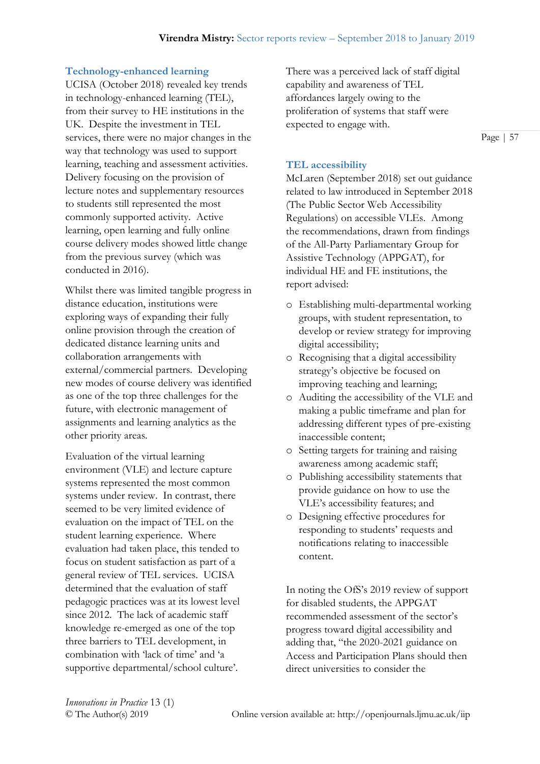### Technology-enhanced learning

UCISA (October 2018) revealed key trends in technology-enhanced learning (TEL), from their survey to HE institutions in the UK. Despite the investment in TEL services, there were no major changes in the way that technology was used to support learning, teaching and assessment activities. Delivery focusing on the provision of lecture notes and supplementary resources to students still represented the most commonly supported activity. Active learning, open learning and fully online course delivery modes showed little change from the previous survey (which was conducted in 2016).

Whilst there was limited tangible progress in distance education, institutions were exploring ways of expanding their fully online provision through the creation of dedicated distance learning units and collaboration arrangements with external/commercial partners. Developing new modes of course delivery was identified as one of the top three challenges for the future, with electronic management of assignments and learning analytics as the other priority areas.

Evaluation of the virtual learning environment (VLE) and lecture capture systems represented the most common systems under review. In contrast, there seemed to be very limited evidence of evaluation on the impact of TEL on the student learning experience. Where evaluation had taken place, this tended to focus on student satisfaction as part of a general review of TEL services. UCISA determined that the evaluation of staff pedagogic practices was at its lowest level since 2012. The lack of academic staff knowledge re-emerged as one of the top three barriers to TEL development, in combination with 'lack of time' and 'a supportive departmental/school culture'.

There was a perceived lack of staff digital capability and awareness of TEL affordances largely owing to the proliferation of systems that staff were expected to engage with.

### TEL accessibility

McLaren (September 2018) set out guidance related to law introduced in September 2018 (The Public Sector Web Accessibility Regulations) on accessible VLEs. Among the recommendations, drawn from findings of the All-Party Parliamentary Group for Assistive Technology (APPGAT), for individual HE and FE institutions, the report advised:

- Establishing multi-departmental working groups, with student representation, to develop or review strategy for improving digital accessibility;
- Recognising that a digital accessibility strategy's objective be focused on improving teaching and learning;
- Auditing the accessibility of the VLE and making a public timeframe and plan for addressing different types of pre-existing inaccessible content;
- Setting targets for training and raising awareness among academic staff;
- Publishing accessibility statements that provide guidance on how to use the VLE's accessibility features; and
- Designing effective procedures for responding to students' requests and notifications relating to inaccessible content.

In noting the OfS's 2019 review of support for disabled students, the APPGAT recommended assessment of the sector's progress toward digital accessibility and adding that, "the 2020-2021 guidance on Access and Participation Plans should then direct universities to consider the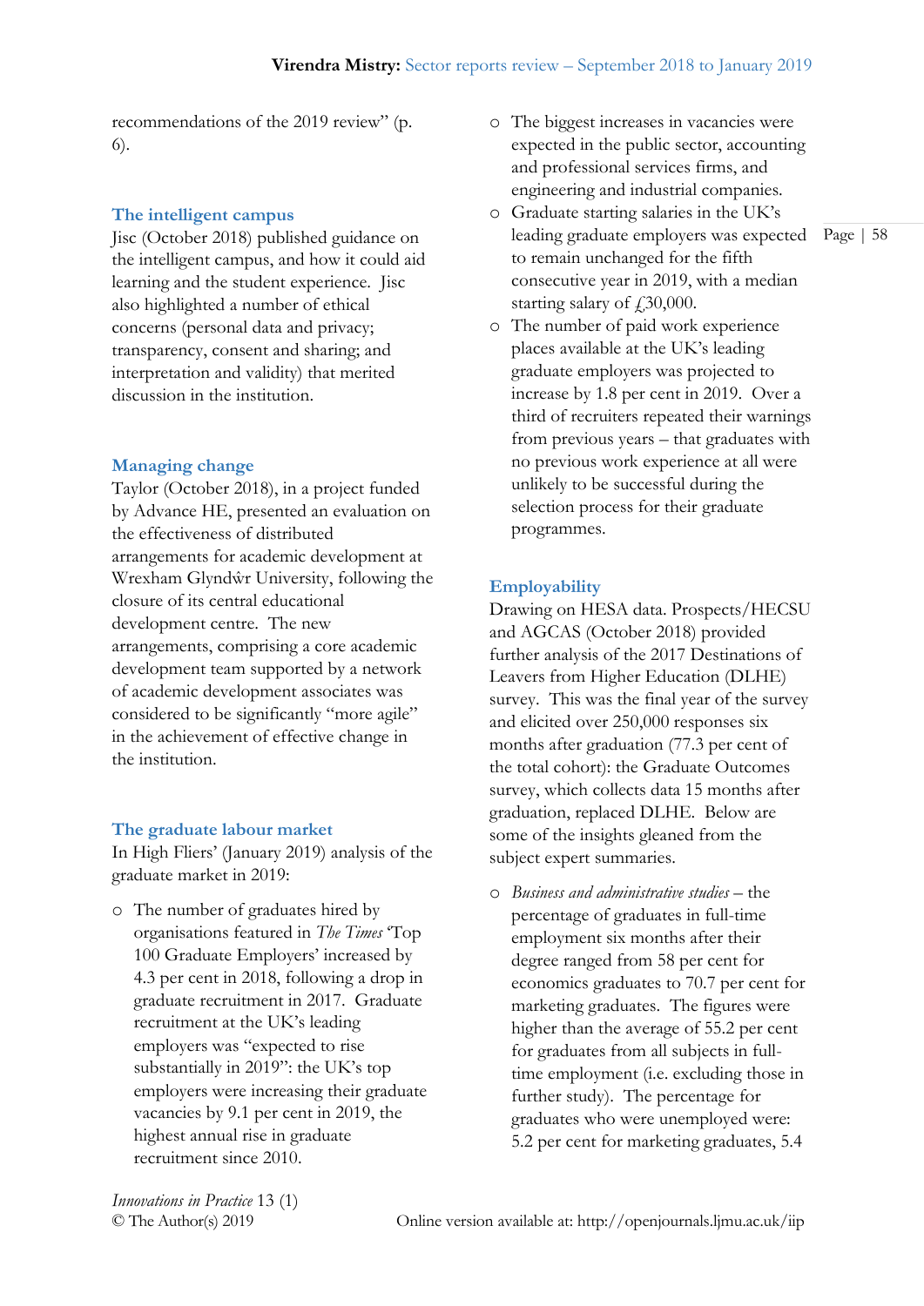recommendations of the 2019 review" (p. 6).

### The intelligent campus

Jisc (October 2018) published guidance on the intelligent campus, and how it could aid learning and the student experience. Jisc also highlighted a number of ethical concerns (personal data and privacy; transparency, consent and sharing; and interpretation and validity) that merited discussion in the institution.

### Managing change

Taylor (October 2018), in a project funded by Advance HE, presented an evaluation on the effectiveness of distributed arrangements for academic development at Wrexham Glyndŵr University, following the closure of its central educational development centre. The new arrangements, comprising a core academic development team supported by a network of academic development associates was considered to be significantly "more agile" in the achievement of effective change in the institution.

### The graduate labour market

In High Fliers' (January 2019) analysis of the graduate market in 2019:

- The number of graduates hired by organisations featured in *The Times* 'Top 100 Graduate Employers' increased by 4.3 per cent in 2018, following a drop in graduate recruitment in 2017. Graduate recruitment at the UK's leading employers was "expected to rise substantially in 2019": the UK's top employers were increasing their graduate vacancies by 9.1 per cent in 2019, the highest annual rise in graduate recruitment since 2010.
- The biggest increases in vacancies were expected in the public sector, accounting and professional services firms, and engineering and industrial companies.
- Graduate starting salaries in the UK's leading graduate employers was expected to remain unchanged for the fifth consecutive year in 2019, with a median starting salary of £30,000.
- The number of paid work experience places available at the UK's leading graduate employers was projected to increase by 1.8 per cent in 2019. Over a third of recruiters repeated their warnings from previous years – that graduates with no previous work experience at all were unlikely to be successful during the selection process for their graduate programmes.

### Employability

Drawing on HESA data. Prospects/HECSU and AGCAS (October 2018) provided further analysis of the 2017 Destinations of Leavers from Higher Education (DLHE) survey. This was the final year of the survey and elicited over 250,000 responses six months after graduation (77.3 per cent of the total cohort): the Graduate Outcomes survey, which collects data 15 months after graduation, replaced DLHE. Below are some of the insights gleaned from the subject expert summaries.

- *Business and administrative studies* – the percentage of graduates in full-time employment six months after their degree ranged from 58 per cent for economics graduates to 70.7 per cent for marketing graduates. The figures were higher than the average of 55.2 per cent for graduates from all subjects in full-time employment (i.e. excluding those in further study). The percentage for graduates who were unemployed were: 5.2 per cent for marketing graduates, 5.4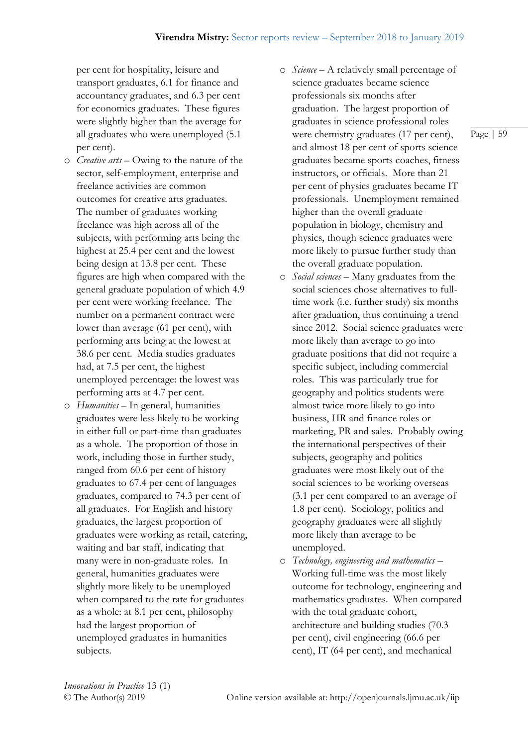per cent for hospitality, leisure and transport graduates, 6.1 for finance and accountancy graduates, and 6.3 per cent for economics graduates. These figures were slightly higher than the average for all graduates who were unemployed (5.1 per cent).

- *Creative arts* – Owing to the nature of the sector, self-employment, enterprise and freelance activities are common outcomes for creative arts graduates. The number of graduates working freelance was high across all of the subjects, with performing arts being the highest at 25.4 per cent and the lowest being design at 13.8 per cent. These figures are high when compared with the general graduate population of which 4.9 per cent were working freelance. The number on a permanent contract were lower than average (61 per cent), with performing arts being at the lowest at 38.6 per cent. Media studies graduates had, at 7.5 per cent, the highest unemployed percentage: the lowest was performing arts at 4.7 per cent.
- *Humanities* – In general, humanities graduates were less likely to be working in either full or part-time than graduates as a whole. The proportion of those in work, including those in further study, ranged from 60.6 per cent of history graduates to 67.4 per cent of languages graduates, compared to 74.3 per cent of all graduates. For English and history graduates, the largest proportion of graduates were working as retail, catering, waiting and bar staff, indicating that many were in non-graduate roles. In general, humanities graduates were slightly more likely to be unemployed when compared to the rate for graduates as a whole: at 8.1 per cent, philosophy had the largest proportion of unemployed graduates in humanities subjects.
- *Science* – A relatively small percentage of science graduates became science professionals six months after graduation. The largest proportion of graduates in science professional roles were chemistry graduates (17 per cent), and almost 18 per cent of sports science graduates became sports coaches, fitness instructors, or officials. More than 21 per cent of physics graduates became IT professionals. Unemployment remained higher than the overall graduate population in biology, chemistry and physics, though science graduates were more likely to pursue further study than the overall graduate population.
- *Social sciences* – Many graduates from the social sciences chose alternatives to full-time work (i.e. further study) six months after graduation, thus continuing a trend since 2012. Social science graduates were more likely than average to go into graduate positions that did not require a specific subject, including commercial roles. This was particularly true for geography and politics students were almost twice more likely to go into business, HR and finance roles or marketing, PR and sales. Probably owing the international perspectives of their subjects, geography and politics graduates were most likely out of the social sciences to be working overseas (3.1 per cent compared to an average of 1.8 per cent). Sociology, politics and geography graduates were all slightly more likely than average to be unemployed.
- *Technology, engineering and mathematics* – Working full-time was the most likely outcome for technology, engineering and mathematics graduates. When compared with the total graduate cohort, architecture and building studies (70.3 per cent), civil engineering (66.6 per cent), IT (64 per cent), and mechanical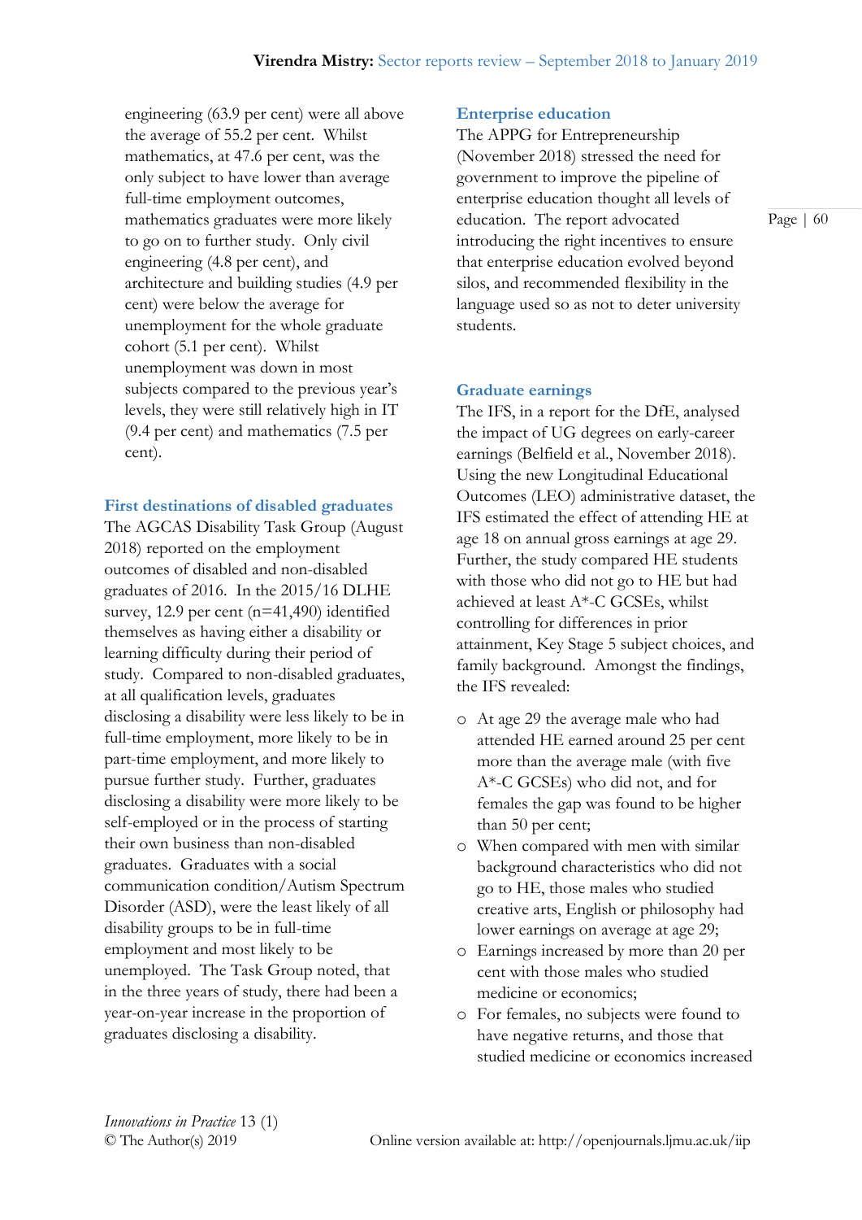engineering (63.9 per cent) were all above the average of 55.2 per cent. Whilst mathematics, at 47.6 per cent, was the only subject to have lower than average full-time employment outcomes, mathematics graduates were more likely to go on to further study. Only civil engineering (4.8 per cent), and architecture and building studies (4.9 per cent) were below the average for unemployment for the whole graduate cohort (5.1 per cent). Whilst unemployment was down in most subjects compared to the previous year's levels, they were still relatively high in IT (9.4 per cent) and mathematics (7.5 per cent).

### First destinations of disabled graduates

The AGCAS Disability Task Group (August 2018) reported on the employment outcomes of disabled and non-disabled graduates of 2016. In the 2015/16 DLHE survey, 12.9 per cent (n=41,490) identified themselves as having either a disability or learning difficulty during their period of study. Compared to non-disabled graduates, at all qualification levels, graduates disclosing a disability were less likely to be in full-time employment, more likely to be in part-time employment, and more likely to pursue further study. Further, graduates disclosing a disability were more likely to be self-employed or in the process of starting their own business than non-disabled graduates. Graduates with a social communication condition/Autism Spectrum Disorder (ASD), were the least likely of all disability groups to be in full-time employment and most likely to be unemployed. The Task Group noted, that in the three years of study, there had been a year-on-year increase in the proportion of graduates disclosing a disability.

### Enterprise education

The APPG for Entrepreneurship (November 2018) stressed the need for government to improve the pipeline of enterprise education thought all levels of education. The report advocated introducing the right incentives to ensure that enterprise education evolved beyond silos, and recommended flexibility in the language used so as not to deter university students.

### Graduate earnings

The IFS, in a report for the DfE, analysed the impact of UG degrees on early-career earnings (Belfield et al., November 2018). Using the new Longitudinal Educational Outcomes (LEO) administrative dataset, the IFS estimated the effect of attending HE at age 18 on annual gross earnings at age 29. Further, the study compared HE students with those who did not go to HE but had achieved at least A*-C GCSEs, whilst controlling for differences in prior attainment, Key Stage 5 subject choices, and family background. Amongst the findings, the IFS revealed:

- At age 29 the average male who had attended HE earned around 25 per cent more than the average male (with five A*-C GCSEs) who did not, and for females the gap was found to be higher than 50 per cent;
- When compared with men with similar background characteristics who did not go to HE, those males who studied creative arts, English or philosophy had lower earnings on average at age 29;
- Earnings increased by more than 20 per cent with those males who studied medicine or economics;
- For females, no subjects were found to have negative returns, and those that studied medicine or economics increased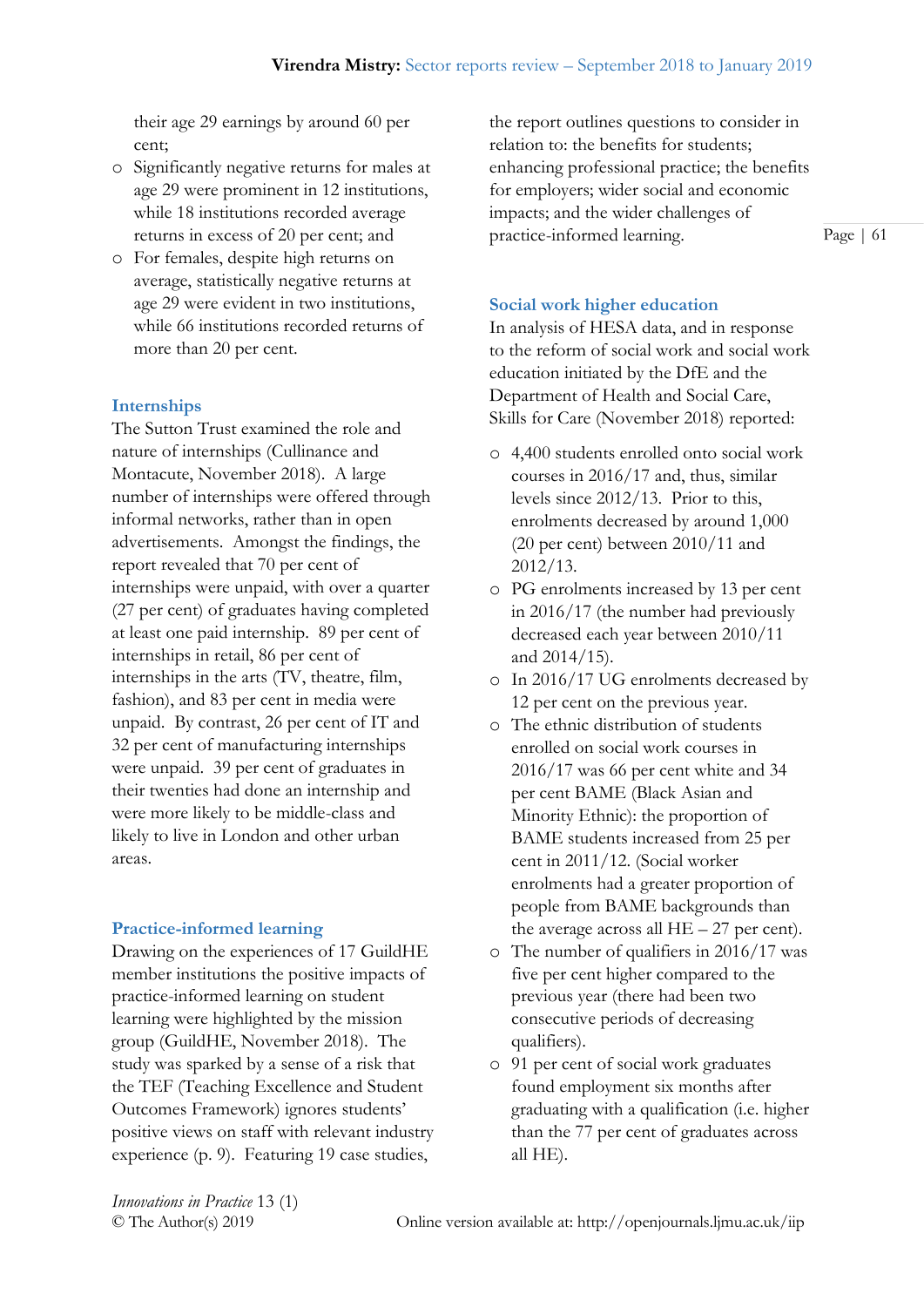their age 29 earnings by around 60 per cent;
- Significantly negative returns for males at age 29 were prominent in 12 institutions, while 18 institutions recorded average returns in excess of 20 per cent; and
- For females, despite high returns on average, statistically negative returns at age 29 were evident in two institutions, while 66 institutions recorded returns of more than 20 per cent.

## Internships

The Sutton Trust examined the role and nature of internships (Cullinance and Montacute, November 2018). A large number of internships were offered through informal networks, rather than in open advertisements. Amongst the findings, the report revealed that 70 per cent of internships were unpaid, with over a quarter (27 per cent) of graduates having completed at least one paid internship. 89 per cent of internships in retail, 86 per cent of internships in the arts (TV, theatre, film, fashion), and 83 per cent in media were unpaid. By contrast, 26 per cent of IT and 32 per cent of manufacturing internships were unpaid. 39 per cent of graduates in their twenties had done an internship and were more likely to be middle-class and likely to live in London and other urban areas.

## Practice-informed learning

Drawing on the experiences of 17 GuildHE member institutions the positive impacts of practice-informed learning on student learning were highlighted by the mission group (GuildHE, November 2018). The study was sparked by a sense of a risk that the TEF (Teaching Excellence and Student Outcomes Framework) ignores students' positive views on staff with relevant industry experience (p. 9). Featuring 19 case studies, the report outlines questions to consider in relation to: the benefits for students; enhancing professional practice; the benefits for employers; wider social and economic impacts; and the wider challenges of practice-informed learning.

## Social work higher education

In analysis of HESA data, and in response to the reform of social work and social work education initiated by the DfE and the Department of Health and Social Care, Skills for Care (November 2018) reported:

- 4,400 students enrolled onto social work courses in 2016/17 and, thus, similar levels since 2012/13. Prior to this, enrolments decreased by around 1,000 (20 per cent) between 2010/11 and 2012/13.
- PG enrolments increased by 13 per cent in 2016/17 (the number had previously decreased each year between 2010/11 and 2014/15).
- In 2016/17 UG enrolments decreased by 12 per cent on the previous year.
- The ethnic distribution of students enrolled on social work courses in 2016/17 was 66 per cent white and 34 per cent BAME (Black Asian and Minority Ethnic): the proportion of BAME students increased from 25 per cent in 2011/12. (Social worker enrolments had a greater proportion of people from BAME backgrounds than the average across all HE – 27 per cent).
- The number of qualifiers in 2016/17 was five per cent higher compared to the previous year (there had been two consecutive periods of decreasing qualifiers).
- 91 per cent of social work graduates found employment six months after graduating with a qualification (i.e. higher than the 77 per cent of graduates across all HE).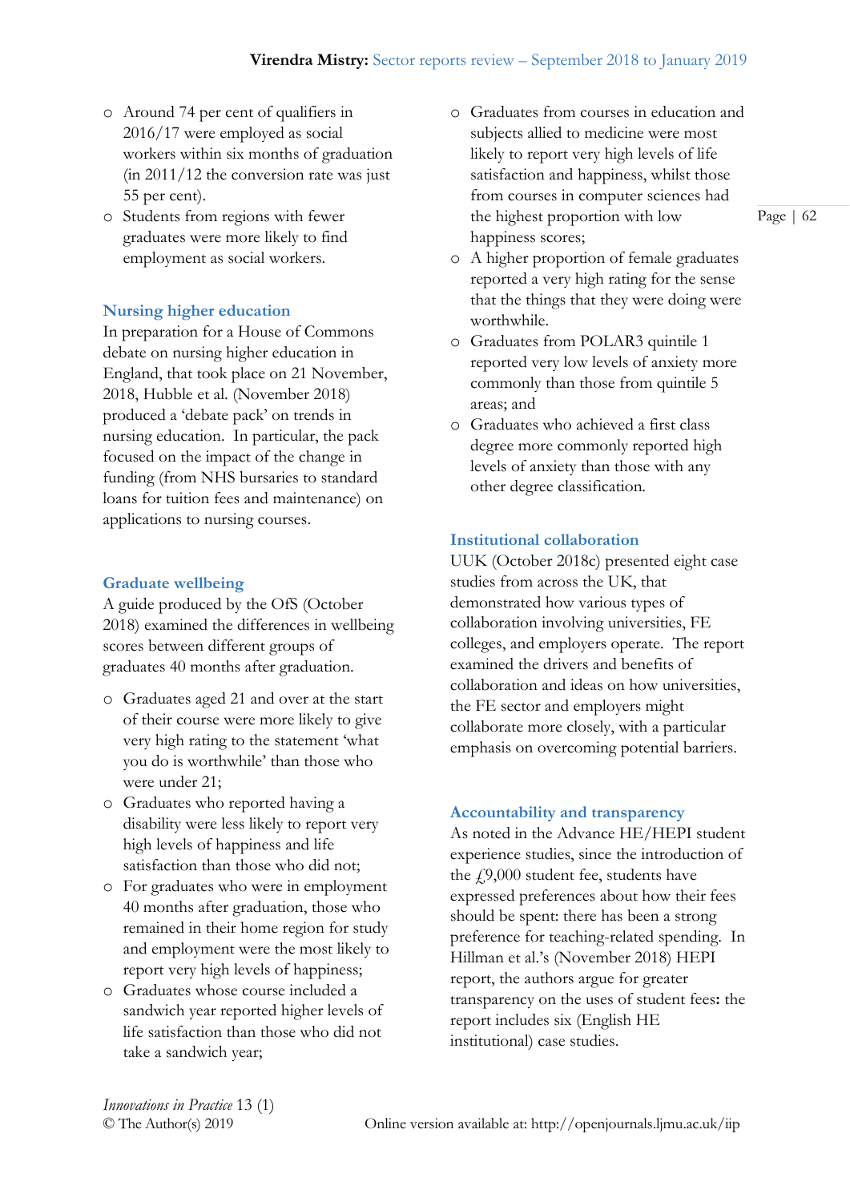- Around 74 per cent of qualifiers in 2016/17 were employed as social workers within six months of graduation (in 2011/12 the conversion rate was just 55 per cent).
- Students from regions with fewer graduates were more likely to find employment as social workers.

### Nursing higher education

In preparation for a House of Commons debate on nursing higher education in England, that took place on 21 November, 2018, Hubble et al. (November 2018) produced a 'debate pack' on trends in nursing education. In particular, the pack focused on the impact of the change in funding (from NHS bursaries to standard loans for tuition fees and maintenance) on applications to nursing courses.

### Graduate wellbeing

A guide produced by the OfS (October 2018) examined the differences in wellbeing scores between different groups of graduates 40 months after graduation.

- Graduates aged 21 and over at the start of their course were more likely to give very high rating to the statement 'what you do is worthwhile' than those who were under 21;
- Graduates who reported having a disability were less likely to report very high levels of happiness and life satisfaction than those who did not;
- For graduates who were in employment 40 months after graduation, those who remained in their home region for study and employment were the most likely to report very high levels of happiness;
- Graduates whose course included a sandwich year reported higher levels of life satisfaction than those who did not take a sandwich year;
- Graduates from courses in education and subjects allied to medicine were most likely to report very high levels of life satisfaction and happiness, whilst those from courses in computer sciences had the highest proportion with low happiness scores;
- A higher proportion of female graduates reported a very high rating for the sense that the things that they were doing were worthwhile.
- Graduates from POLAR3 quintile 1 reported very low levels of anxiety more commonly than those from quintile 5 areas; and
- Graduates who achieved a first class degree more commonly reported high levels of anxiety than those with any other degree classification.

### Institutional collaboration

UUK (October 2018c) presented eight case studies from across the UK, that demonstrated how various types of collaboration involving universities, FE colleges, and employers operate. The report examined the drivers and benefits of collaboration and ideas on how universities, the FE sector and employers might collaborate more closely, with a particular emphasis on overcoming potential barriers.

### Accountability and transparency

As noted in the Advance HE/HEPI student experience studies, since the introduction of the £9,000 student fee, students have expressed preferences about how their fees should be spent: there has been a strong preference for teaching-related spending. In Hillman et al.'s (November 2018) HEPI report, the authors argue for greater transparency on the uses of student fees: the report includes six (English HE institutional) case studies.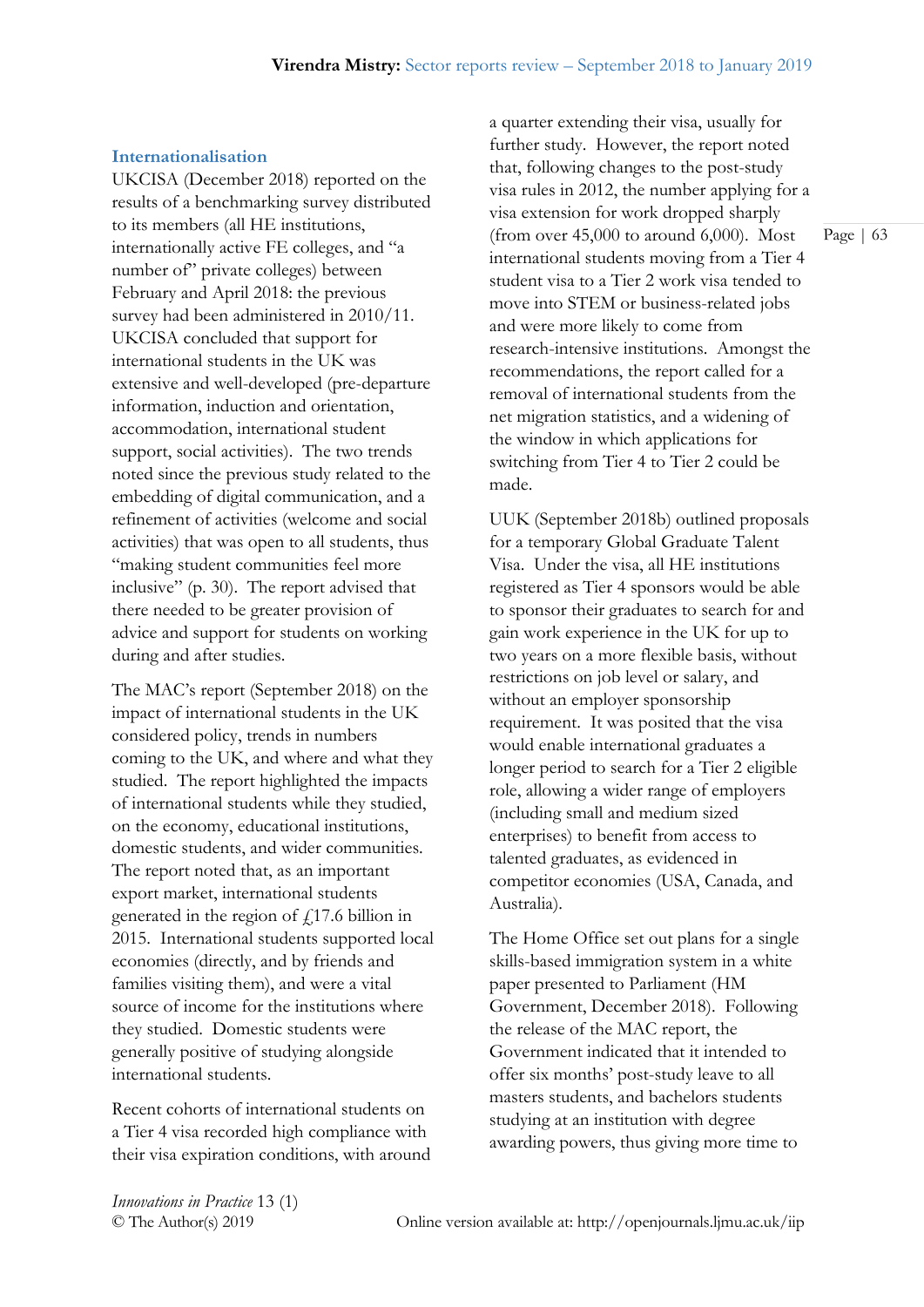### Internationalisation

UKCISA (December 2018) reported on the results of a benchmarking survey distributed to its members (all HE institutions, internationally active FE colleges, and "a number of" private colleges) between February and April 2018: the previous survey had been administered in 2010/11. UKCISA concluded that support for international students in the UK was extensive and well-developed (pre-departure information, induction and orientation, accommodation, international student support, social activities). The two trends noted since the previous study related to the embedding of digital communication, and a refinement of activities (welcome and social activities) that was open to all students, thus "making student communities feel more inclusive" (p. 30). The report advised that there needed to be greater provision of advice and support for students on working during and after studies.

The MAC's report (September 2018) on the impact of international students in the UK considered policy, trends in numbers coming to the UK, and where and what they studied. The report highlighted the impacts of international students while they studied, on the economy, educational institutions, domestic students, and wider communities. The report noted that, as an important export market, international students generated in the region of £17.6 billion in 2015. International students supported local economies (directly, and by friends and families visiting them), and were a vital source of income for the institutions where they studied. Domestic students were generally positive of studying alongside international students.

Recent cohorts of international students on a Tier 4 visa recorded high compliance with their visa expiration conditions, with around a quarter extending their visa, usually for further study. However, the report noted that, following changes to the post-study visa rules in 2012, the number applying for a visa extension for work dropped sharply (from over 45,000 to around 6,000). Most international students moving from a Tier 4 student visa to a Tier 2 work visa tended to move into STEM or business-related jobs and were more likely to come from research-intensive institutions. Amongst the recommendations, the report called for a removal of international students from the net migration statistics, and a widening of the window in which applications for switching from Tier 4 to Tier 2 could be made.

UUK (September 2018b) outlined proposals for a temporary Global Graduate Talent Visa. Under the visa, all HE institutions registered as Tier 4 sponsors would be able to sponsor their graduates to search for and gain work experience in the UK for up to two years on a more flexible basis, without restrictions on job level or salary, and without an employer sponsorship requirement. It was posited that the visa would enable international graduates a longer period to search for a Tier 2 eligible role, allowing a wider range of employers (including small and medium sized enterprises) to benefit from access to talented graduates, as evidenced in competitor economies (USA, Canada, and Australia).

The Home Office set out plans for a single skills-based immigration system in a white paper presented to Parliament (HM Government, December 2018). Following the release of the MAC report, the Government indicated that it intended to offer six months' post-study leave to all masters students, and bachelors students studying at an institution with degree awarding powers, thus giving more time to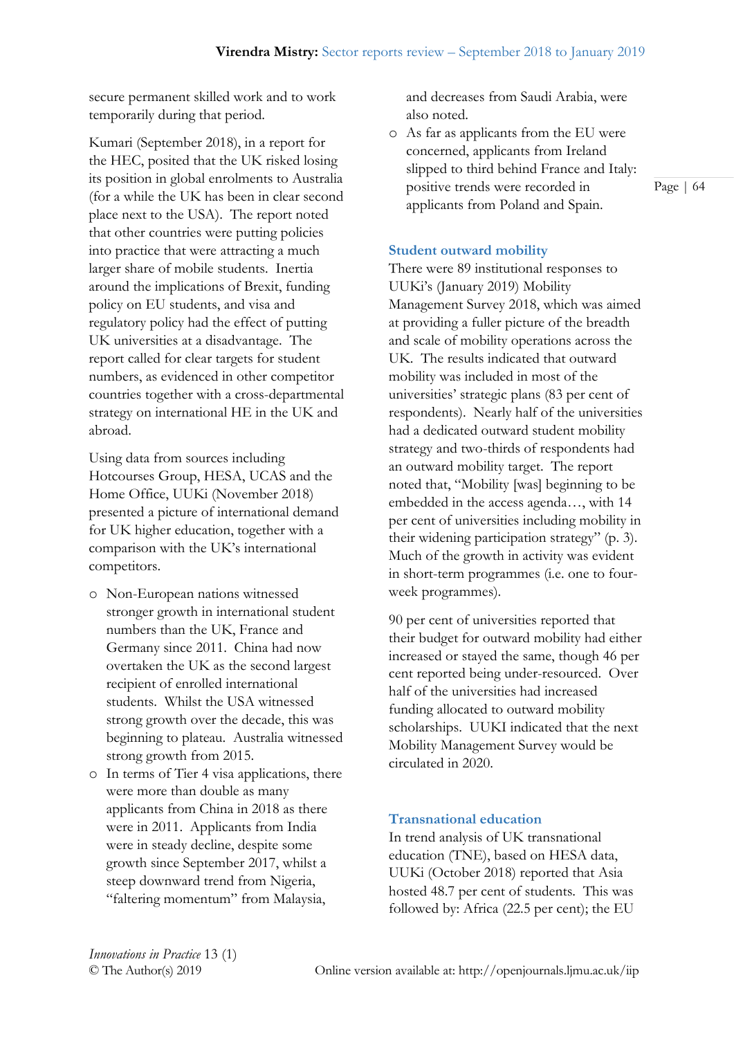secure permanent skilled work and to work temporarily during that period.

Kumari (September 2018), in a report for the HEC, posited that the UK risked losing its position in global enrolments to Australia (for a while the UK has been in clear second place next to the USA). The report noted that other countries were putting policies into practice that were attracting a much larger share of mobile students. Inertia around the implications of Brexit, funding policy on EU students, and visa and regulatory policy had the effect of putting UK universities at a disadvantage. The report called for clear targets for student numbers, as evidenced in other competitor countries together with a cross-departmental strategy on international HE in the UK and abroad.

Using data from sources including Hotcourses Group, HESA, UCAS and the Home Office, UUKi (November 2018) presented a picture of international demand for UK higher education, together with a comparison with the UK's international competitors.

- Non-European nations witnessed stronger growth in international student numbers than the UK, France and Germany since 2011. China had now overtaken the UK as the second largest recipient of enrolled international students. Whilst the USA witnessed strong growth over the decade, this was beginning to plateau. Australia witnessed strong growth from 2015.
- In terms of Tier 4 visa applications, there were more than double as many applicants from China in 2018 as there were in 2011. Applicants from India were in steady decline, despite some growth since September 2017, whilst a steep downward trend from Nigeria, "faltering momentum" from Malaysia, and decreases from Saudi Arabia, were also noted.
- As far as applicants from the EU were concerned, applicants from Ireland slipped to third behind France and Italy: positive trends were recorded in applicants from Poland and Spain.

### Student outward mobility

There were 89 institutional responses to UUKi's (January 2019) Mobility Management Survey 2018, which was aimed at providing a fuller picture of the breadth and scale of mobility operations across the UK. The results indicated that outward mobility was included in most of the universities' strategic plans (83 per cent of respondents). Nearly half of the universities had a dedicated outward student mobility strategy and two-thirds of respondents had an outward mobility target. The report noted that, "Mobility [was] beginning to be embedded in the access agenda…, with 14 per cent of universities including mobility in their widening participation strategy" (p. 3). Much of the growth in activity was evident in short-term programmes (i.e. one to four-week programmes).

90 per cent of universities reported that their budget for outward mobility had either increased or stayed the same, though 46 per cent reported being under-resourced. Over half of the universities had increased funding allocated to outward mobility scholarships. UUKI indicated that the next Mobility Management Survey would be circulated in 2020.

### Transnational education

In trend analysis of UK transnational education (TNE), based on HESA data, UUKi (October 2018) reported that Asia hosted 48.7 per cent of students. This was followed by: Africa (22.5 per cent); the EU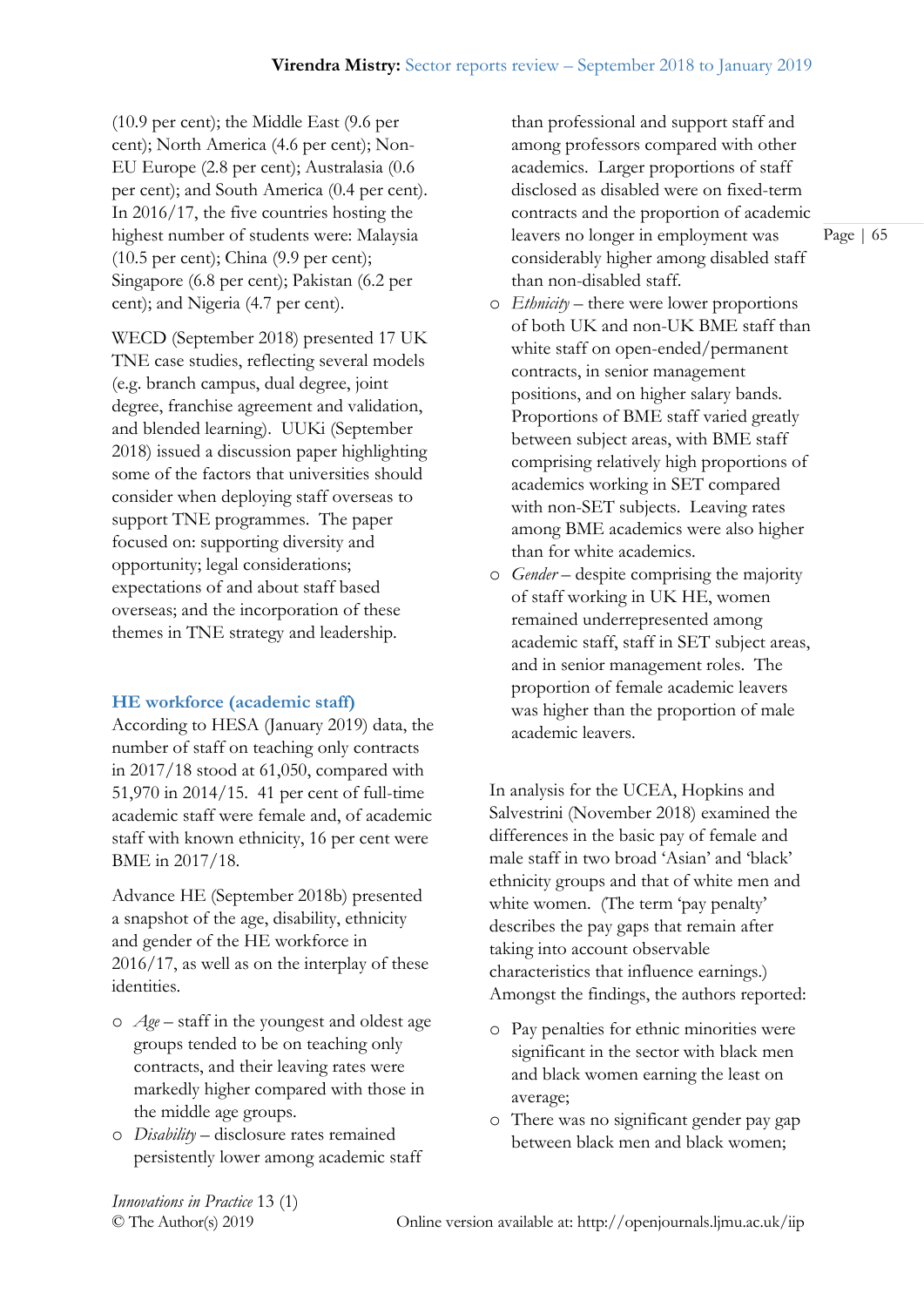(10.9 per cent); the Middle East (9.6 per cent); North America (4.6 per cent); Non-EU Europe (2.8 per cent); Australasia (0.6 per cent); and South America (0.4 per cent). In 2016/17, the five countries hosting the highest number of students were: Malaysia (10.5 per cent); China (9.9 per cent); Singapore (6.8 per cent); Pakistan (6.2 per cent); and Nigeria (4.7 per cent).

WECD (September 2018) presented 17 UK TNE case studies, reflecting several models (e.g. branch campus, dual degree, joint degree, franchise agreement and validation, and blended learning). UUKi (September 2018) issued a discussion paper highlighting some of the factors that universities should consider when deploying staff overseas to support TNE programmes. The paper focused on: supporting diversity and opportunity; legal considerations; expectations of and about staff based overseas; and the incorporation of these themes in TNE strategy and leadership.

## HE workforce (academic staff)

According to HESA (January 2019) data, the number of staff on teaching only contracts in 2017/18 stood at 61,050, compared with 51,970 in 2014/15. 41 per cent of full-time academic staff were female and, of academic staff with known ethnicity, 16 per cent were BME in 2017/18.

Advance HE (September 2018b) presented a snapshot of the age, disability, ethnicity and gender of the HE workforce in 2016/17, as well as on the interplay of these identities.

- *Age* – staff in the youngest and oldest age groups tended to be on teaching only contracts, and their leaving rates were markedly higher compared with those in the middle age groups.
- *Disability* – disclosure rates remained persistently lower among academic staff than professional and support staff and among professors compared with other academics. Larger proportions of staff disclosed as disabled were on fixed-term contracts and the proportion of academic leavers no longer in employment was considerably higher among disabled staff than non-disabled staff.
- *Ethnicity* – there were lower proportions of both UK and non-UK BME staff than white staff on open-ended/permanent contracts, in senior management positions, and on higher salary bands. Proportions of BME staff varied greatly between subject areas, with BME staff comprising relatively high proportions of academics working in SET compared with non-SET subjects. Leaving rates among BME academics were also higher than for white academics.
- *Gender* – despite comprising the majority of staff working in UK HE, women remained underrepresented among academic staff, staff in SET subject areas, and in senior management roles. The proportion of female academic leavers was higher than the proportion of male academic leavers.

In analysis for the UCEA, Hopkins and Salvestrini (November 2018) examined the differences in the basic pay of female and male staff in two broad 'Asian' and 'black' ethnicity groups and that of white men and white women. (The term 'pay penalty' describes the pay gaps that remain after taking into account observable characteristics that influence earnings.) Amongst the findings, the authors reported:

- Pay penalties for ethnic minorities were significant in the sector with black men and black women earning the least on average;
- There was no significant gender pay gap between black men and black women;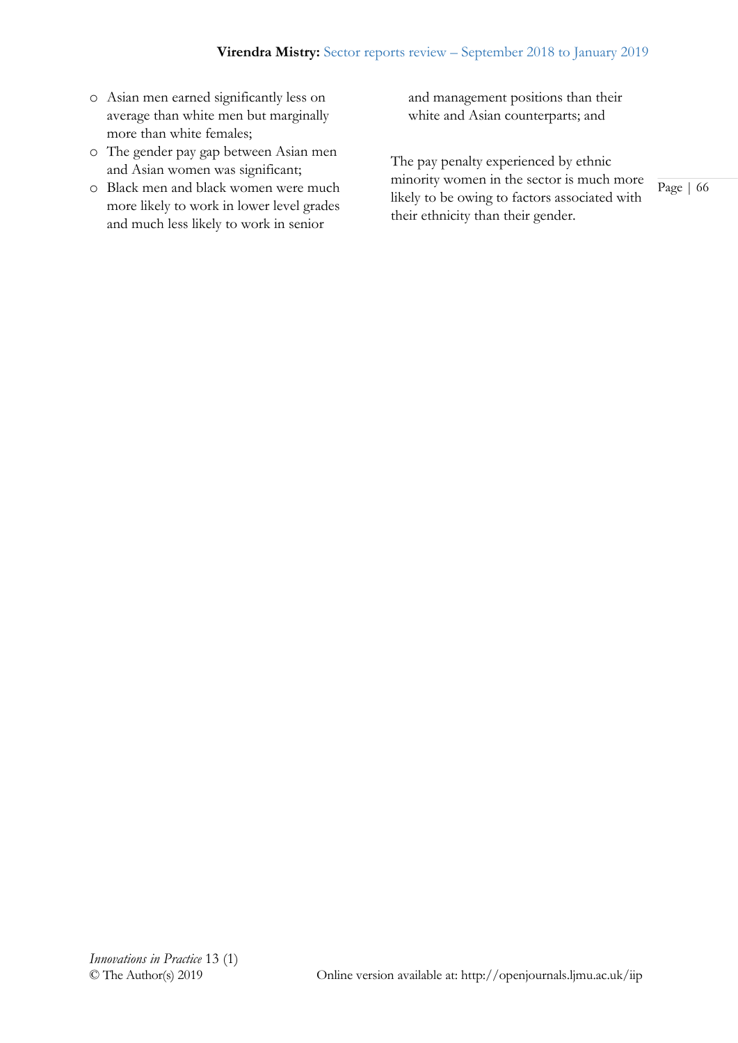- Asian men earned significantly less on average than white men but marginally more than white females;
- The gender pay gap between Asian men and Asian women was significant;
- Black men and black women were much more likely to work in lower level grades and much less likely to work in senior and management positions than their white and Asian counterparts; and

The pay penalty experienced by ethnic minority women in the sector is much more likely to be owing to factors associated with their ethnicity than their gender.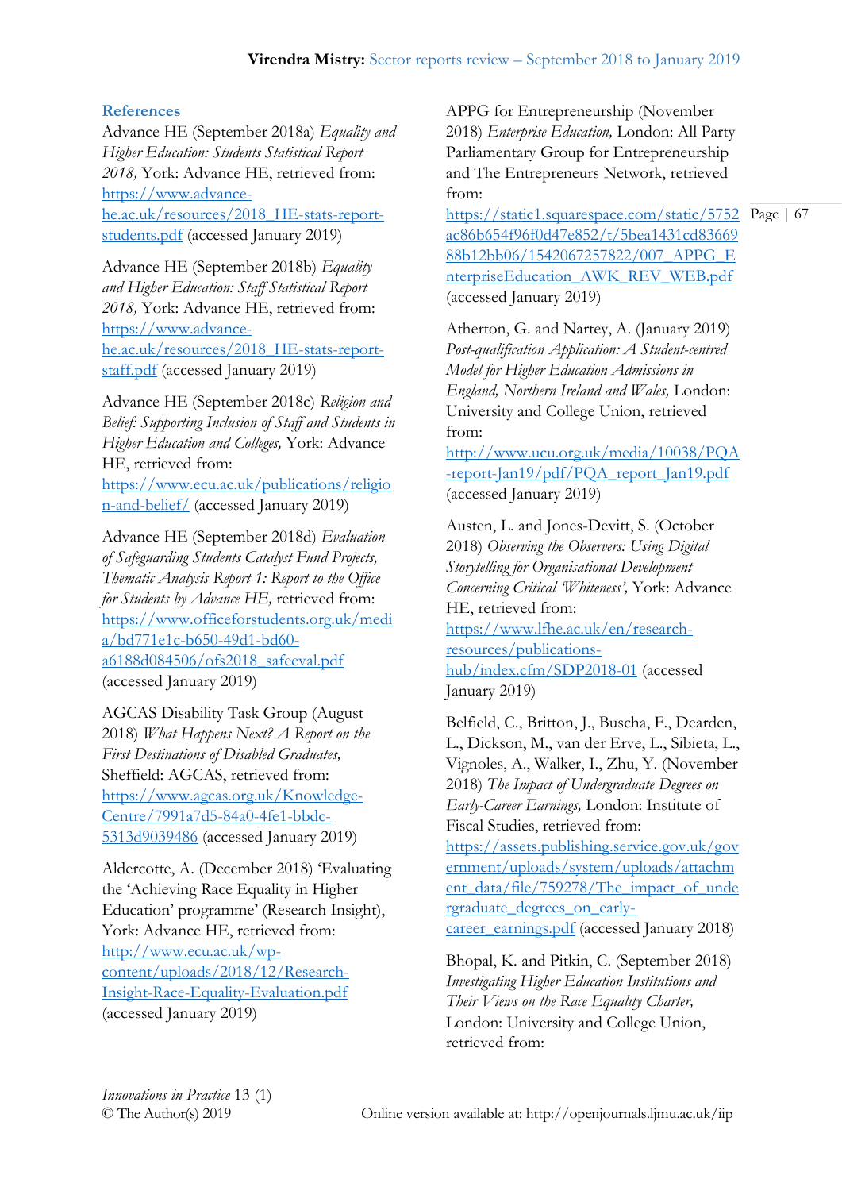### References

Advance HE (September 2018a) *Equality and Higher Education: Students Statistical Report 2018,* York: Advance HE, retrieved from: https://www.advance-he.ac.uk/resources/2018_HE-stats-report-students.pdf (accessed January 2019)

Advance HE (September 2018b) *Equality and Higher Education: Staff Statistical Report 2018,* York: Advance HE, retrieved from: https://www.advance-he.ac.uk/resources/2018_HE-stats-report-staff.pdf (accessed January 2019)

Advance HE (September 2018c) *Religion and Belief: Supporting Inclusion of Staff and Students in Higher Education and Colleges,* York: Advance HE, retrieved from: https://www.ecu.ac.uk/publications/religion-and-belief/ (accessed January 2019)

Advance HE (September 2018d) *Evaluation of Safeguarding Students Catalyst Fund Projects, Thematic Analysis Report 1: Report to the Office for Students by Advance HE,* retrieved from: https://www.officeforstudents.org.uk/media/bd771e1c-b650-49d1-bd60-a6188d084506/ofs2018_safeeval.pdf (accessed January 2019)

AGCAS Disability Task Group (August 2018) *What Happens Next? A Report on the First Destinations of Disabled Graduates,* Sheffield: AGCAS, retrieved from: https://www.agcas.org.uk/Knowledge-Centre/7991a7d5-84a0-4fe1-bbdc-5313d9039486 (accessed January 2019)

Aldercotte, A. (December 2018) 'Evaluating the 'Achieving Race Equality in Higher Education' programme' (Research Insight), York: Advance HE, retrieved from: http://www.ecu.ac.uk/wp-content/uploads/2018/12/Research-Insight-Race-Equality-Evaluation.pdf (accessed January 2019)

APPG for Entrepreneurship (November 2018) *Enterprise Education,* London: All Party Parliamentary Group for Entrepreneurship and The Entrepreneurs Network, retrieved from: https://static1.squarespace.com/static/5752ac86b654f96f0d47e852/t/5bea1431cd8366988b12bb06/1542067257822/007_APPG_EnterpriseEducation_AWK_REV_WEB.pdf (accessed January 2019)

Atherton, G. and Nartey, A. (January 2019) *Post-qualification Application: A Student-centred Model for Higher Education Admissions in England, Northern Ireland and Wales,* London: University and College Union, retrieved from: http://www.ucu.org.uk/media/10038/PQA-report-Jan19/pdf/PQA_report_Jan19.pdf (accessed January 2019)

Austen, L. and Jones-Devitt, S. (October 2018) *Observing the Observers: Using Digital Storytelling for Organisational Development Concerning Critical 'Whiteness',* York: Advance HE, retrieved from: https://www.lfhe.ac.uk/en/research-resources/publications-hub/index.cfm/SDP2018-01 (accessed January 2019)

Belfield, C., Britton, J., Buscha, F., Dearden, L., Dickson, M., van der Erve, L., Sibieta, L., Vignoles, A., Walker, I., Zhu, Y. (November 2018) *The Impact of Undergraduate Degrees on Early-Career Earnings,* London: Institute of Fiscal Studies, retrieved from: https://assets.publishing.service.gov.uk/government/uploads/system/uploads/attachment_data/file/759278/The_impact_of_undergraduate_degrees_on_early-career_earnings.pdf (accessed January 2018)

Bhopal, K. and Pitkin, C. (September 2018) *Investigating Higher Education Institutions and Their Views on the Race Equality Charter,* London: University and College Union, retrieved from: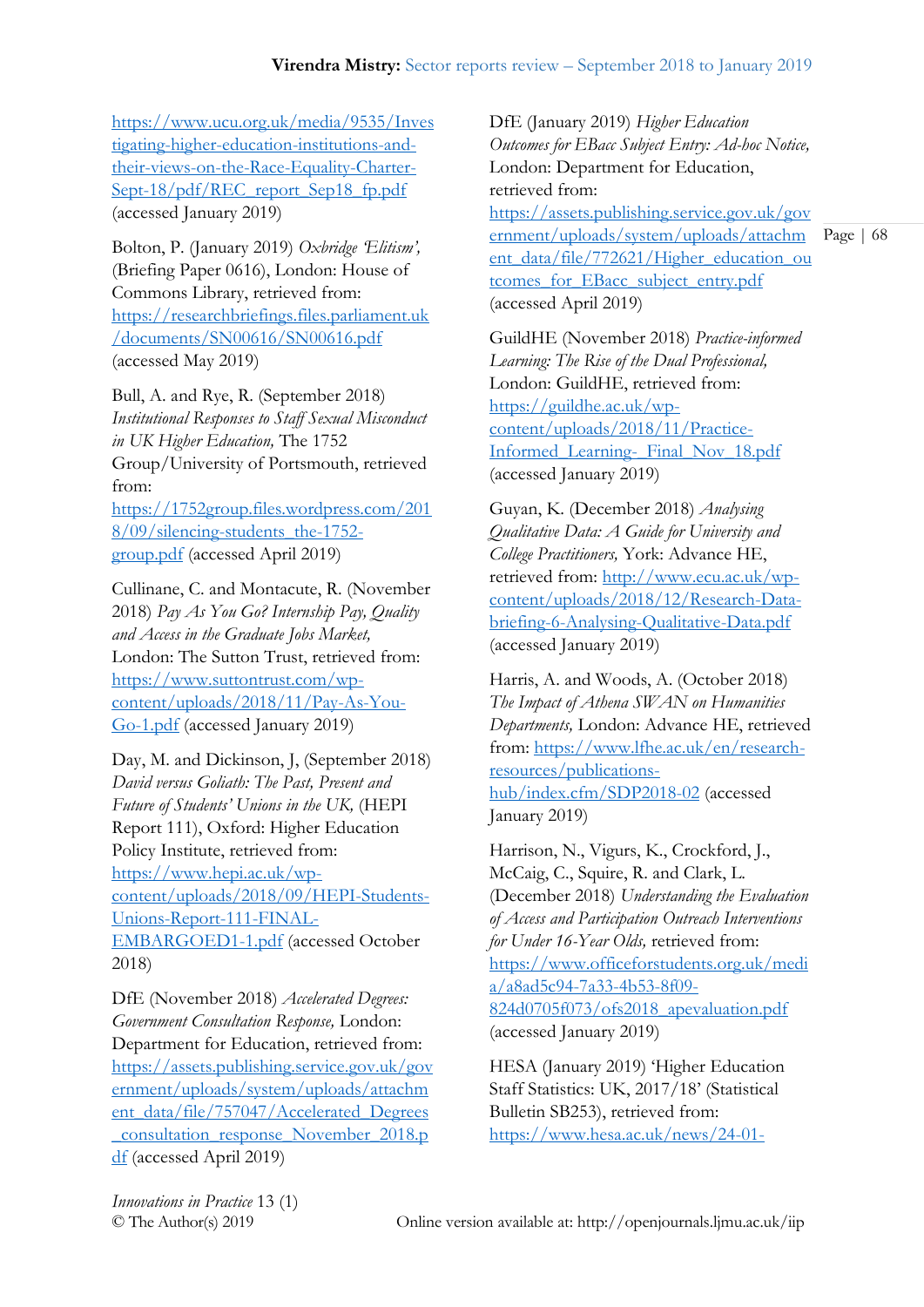https://www.ucu.org.uk/media/9535/Investigating-higher-education-institutions-and-their-views-on-the-Race-Equality-Charter-Sept-18/pdf/REC_report_Sep18_fp.pdf (accessed January 2019)

Bolton, P. (January 2019) *Oxbridge 'Elitism',* (Briefing Paper 0616), London: House of Commons Library, retrieved from: https://researchbriefings.files.parliament.uk/documents/SN00616/SN00616.pdf (accessed May 2019)

Bull, A. and Rye, R. (September 2018) *Institutional Responses to Staff Sexual Misconduct in UK Higher Education,* The 1752 Group/University of Portsmouth, retrieved from: https://1752group.files.wordpress.com/2018/09/silencing-students_the-1752-group.pdf (accessed April 2019)

Cullinane, C. and Montacute, R. (November 2018) *Pay As You Go? Internship Pay, Quality and Access in the Graduate Jobs Market,* London: The Sutton Trust, retrieved from: https://www.suttontrust.com/wp-content/uploads/2018/11/Pay-As-You-Go-1.pdf (accessed January 2019)

Day, M. and Dickinson, J, (September 2018) *David versus Goliath: The Past, Present and Future of Students' Unions in the UK,* (HEPI Report 111), Oxford: Higher Education Policy Institute, retrieved from: https://www.hepi.ac.uk/wp-content/uploads/2018/09/HEPI-Students-Unions-Report-111-FINAL-EMBARGOED1-1.pdf (accessed October 2018)

DfE (November 2018) *Accelerated Degrees: Government Consultation Response,* London: Department for Education, retrieved from: https://assets.publishing.service.gov.uk/government/uploads/system/uploads/attachment_data/file/757047/Accelerated_Degrees_consultation_response_November_2018.pdf (accessed April 2019)

DfE (January 2019) *Higher Education Outcomes for EBacc Subject Entry: Ad-hoc Notice,* London: Department for Education, retrieved from: https://assets.publishing.service.gov.uk/government/uploads/system/uploads/attachment_data/file/772621/Higher_education_outcomes_for_EBacc_subject_entry.pdf (accessed April 2019)

GuildHE (November 2018) *Practice-informed Learning: The Rise of the Dual Professional,* London: GuildHE, retrieved from: https://guildhe.ac.uk/wp-content/uploads/2018/11/Practice-Informed_Learning-_Final_Nov_18.pdf (accessed January 2019)

Guyan, K. (December 2018) *Analysing Qualitative Data: A Guide for University and College Practitioners,* York: Advance HE, retrieved from: http://www.ecu.ac.uk/wp-content/uploads/2018/12/Research-Data-briefing-6-Analysing-Qualitative-Data.pdf (accessed January 2019)

Harris, A. and Woods, A. (October 2018) *The Impact of Athena SWAN on Humanities Departments,* London: Advance HE, retrieved from: https://www.lfhe.ac.uk/en/research-resources/publications-hub/index.cfm/SDP2018-02 (accessed January 2019)

Harrison, N., Vigurs, K., Crockford, J., McCaig, C., Squire, R. and Clark, L. (December 2018) *Understanding the Evaluation of Access and Participation Outreach Interventions for Under 16-Year Olds,* retrieved from: https://www.officeforstudents.org.uk/media/a8ad5c94-7a33-4b53-8f09-824d0705f073/ofs2018_apevaluation.pdf (accessed January 2019)

HESA (January 2019) 'Higher Education Staff Statistics: UK, 2017/18' (Statistical Bulletin SB253), retrieved from: https://www.hesa.ac.uk/news/24-01-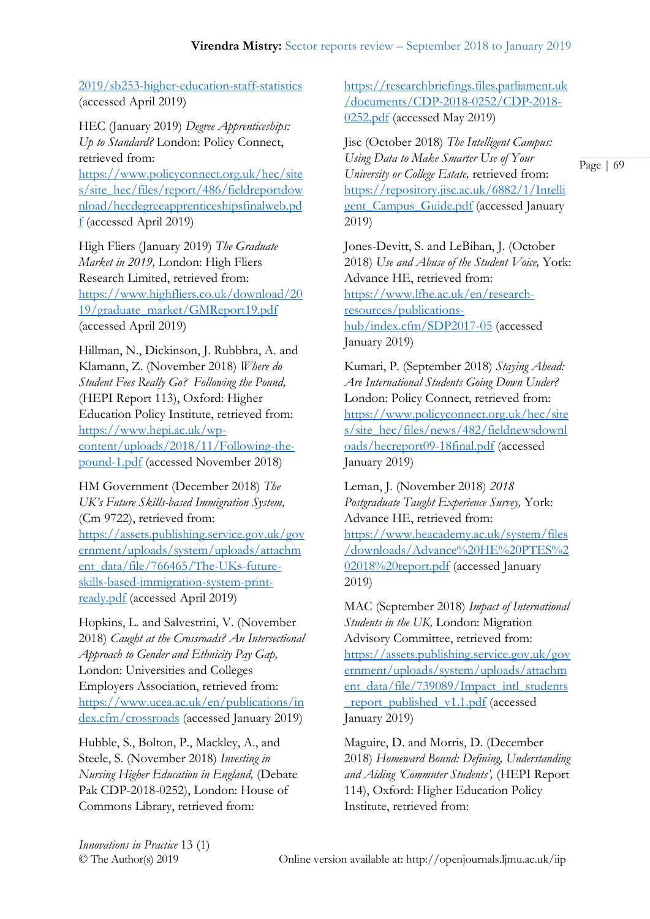2019/sb253-higher-education-staff-statistics (accessed April 2019)

HEC (January 2019) *Degree Apprenticeships: Up to Standard?* London: Policy Connect, retrieved from: https://www.policyconnect.org.uk/hec/sites/site_hec/files/report/486/fieldreportdownload/hecdegreeapprenticeshipsfinalweb.pdf (accessed April 2019)

High Fliers (January 2019) *The Graduate Market in 2019,* London: High Fliers Research Limited, retrieved from: https://www.highfliers.co.uk/download/2019/graduate_market/GMReport19.pdf (accessed April 2019)

Hillman, N., Dickinson, J. Rubbbra, A. and Klamann, Z. (November 2018) *Where do Student Fees Really Go? Following the Pound,* (HEPI Report 113), Oxford: Higher Education Policy Institute, retrieved from: https://www.hepi.ac.uk/wp-content/uploads/2018/11/Following-the-pound-1.pdf (accessed November 2018)

HM Government (December 2018) *The UK's Future Skills-based Immigration System,* (Cm 9722), retrieved from: https://assets.publishing.service.gov.uk/government/uploads/system/uploads/attachment_data/file/766465/The-UKs-future-skills-based-immigration-system-print-ready.pdf (accessed April 2019)

Hopkins, L. and Salvestrini, V. (November 2018) *Caught at the Crossroads? An Intersectional Approach to Gender and Ethnicity Pay Gap,* London: Universities and Colleges Employers Association, retrieved from: https://www.ucea.ac.uk/en/publications/index.cfm/crossroads (accessed January 2019)

Hubble, S., Bolton, P., Mackley, A., and Steele, S. (November 2018) *Investing in Nursing Higher Education in England,* (Debate Pak CDP-2018-0252), London: House of Commons Library, retrieved from: https://researchbriefings.files.parliament.uk/documents/CDP-2018-0252/CDP-2018-0252.pdf (accessed May 2019)

Jisc (October 2018) *The Intelligent Campus: Using Data to Make Smarter Use of Your University or College Estate,* retrieved from: https://repository.jisc.ac.uk/6882/1/Intelligent_Campus_Guide.pdf (accessed January 2019)

Jones-Devitt, S. and LeBihan, J. (October 2018) *Use and Abuse of the Student Voice,* York: Advance HE, retrieved from: https://www.lfhe.ac.uk/en/research-resources/publications-hub/index.cfm/SDP2017-05 (accessed January 2019)

Kumari, P. (September 2018) *Staying Ahead: Are International Students Going Down Under?* London: Policy Connect, retrieved from: https://www.policyconnect.org.uk/hec/sites/site_hec/files/news/482/fieldnewsdownloads/hecreport09-18final.pdf (accessed January 2019)

Leman, J. (November 2018) *2018 Postgraduate Taught Experience Survey,* York: Advance HE, retrieved from: https://www.heacademy.ac.uk/system/files/downloads/Advance%20HE%20PTES%202018%20report.pdf (accessed January 2019)

MAC (September 2018) *Impact of International Students in the UK,* London: Migration Advisory Committee, retrieved from: https://assets.publishing.service.gov.uk/government/uploads/system/uploads/attachment_data/file/739089/Impact_intl_students_report_published_v1.1.pdf (accessed January 2019)

Maguire, D. and Morris, D. (December 2018) *Homeward Bound: Defining, Understanding and Aiding 'Commuter Students',* (HEPI Report 114), Oxford: Higher Education Policy Institute, retrieved from: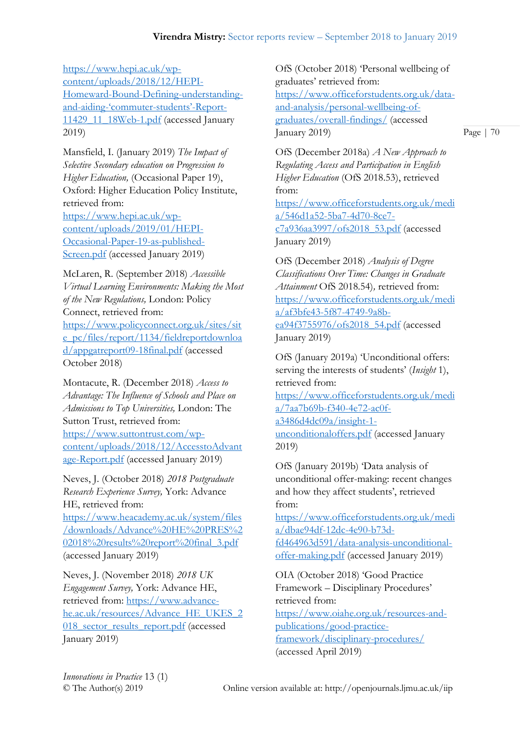https://www.hepi.ac.uk/wp-content/uploads/2018/12/HEPI-Homeward-Bound-Defining-understanding-and-aiding-'commuter-students'-Report-11429_11_18Web-1.pdf (accessed January 2019)

Mansfield, I. (January 2019) *The Impact of Selective Secondary education on Progression to Higher Education,* (Occasional Paper 19), Oxford: Higher Education Policy Institute, retrieved from: https://www.hepi.ac.uk/wp-content/uploads/2019/01/HEPI-Occasional-Paper-19-as-published-Screen.pdf (accessed January 2019)

McLaren, R. (September 2018) *Accessible Virtual Learning Environments: Making the Most of the New Regulations,* London: Policy Connect, retrieved from: https://www.policyconnect.org.uk/sites/site_pc/files/report/1134/fieldreportdownload/appgatreport09-18final.pdf (accessed October 2018)

Montacute, R. (December 2018) *Access to Advantage: The Influence of Schools and Place on Admissions to Top Universities,* London: The Sutton Trust, retrieved from: https://www.suttontrust.com/wp-content/uploads/2018/12/AccesstoAdvantage-Report.pdf (accessed January 2019)

Neves, J. (October 2018) *2018 Postgraduate Research Experience Survey,* York: Advance HE, retrieved from: https://www.heacademy.ac.uk/system/files/downloads/Advance%20HE%20PRES%202018%20results%20report%20final_3.pdf (accessed January 2019)

Neves, J. (November 2018) *2018 UK Engagement Survey,* York: Advance HE, retrieved from: https://www.advance-he.ac.uk/resources/Advance_HE_UKES_2018_sector_results_report.pdf (accessed January 2019)

OfS (October 2018) 'Personal wellbeing of graduates' retrieved from: https://www.officeforstudents.org.uk/data-and-analysis/personal-wellbeing-of-graduates/overall-findings/ (accessed January 2019)

OfS (December 2018a) *A New Approach to Regulating Access and Participation in English Higher Education* (OfS 2018.53), retrieved from: https://www.officeforstudents.org.uk/media/546d1a52-5ba7-4d70-8ce7-c7a936aa3997/ofs2018_53.pdf (accessed January 2019)

OfS (December 2018) *Analysis of Degree Classifications Over Time: Changes in Graduate Attainment* OfS 2018.54*)*, retrieved from: https://www.officeforstudents.org.uk/media/af3bfe43-5f87-4749-9a8b-ea94f3755976/ofs2018_54.pdf (accessed January 2019)

OfS (January 2019a) 'Unconditional offers: serving the interests of students' (*Insight* 1), retrieved from: https://www.officeforstudents.org.uk/media/7aa7b69b-f340-4e72-ac0f-a3486d4dc09a/insight-1-unconditionaloffers.pdf (accessed January 2019)

OfS (January 2019b) 'Data analysis of unconditional offer-making: recent changes and how they affect students', retrieved from: https://www.officeforstudents.org.uk/media/dbae94df-12dc-4e90-b73d-fd464963d591/data-analysis-unconditional-offer-making.pdf (accessed January 2019)

OIA (October 2018) 'Good Practice Framework – Disciplinary Procedures' retrieved from: https://www.oiahe.org.uk/resources-and-publications/good-practice-framework/disciplinary-procedures/ (accessed April 2019)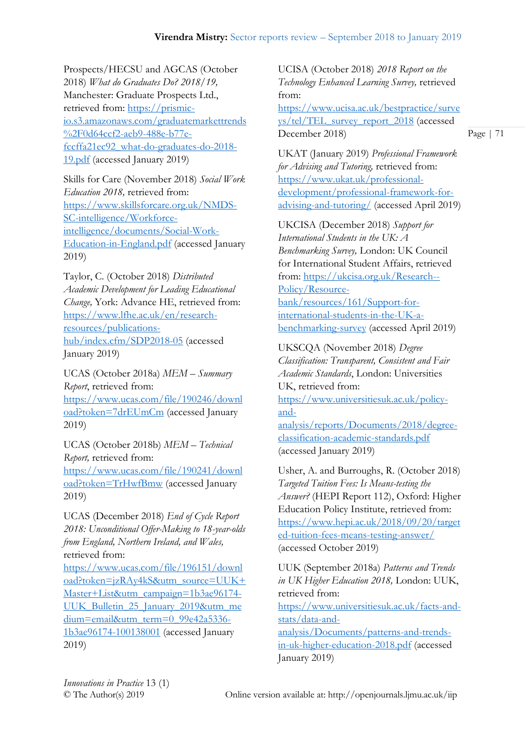Prospects/HECSU and AGCAS (October 2018) *What do Graduates Do? 2018/19*, Manchester: Graduate Prospects Ltd., retrieved from: https://prismic-io.s3.amazonaws.com/graduatemarkettrends%2F0d64ccf2-aeb9-488e-b77e-fccffa21ec92_what-do-graduates-do-2018-19.pdf (accessed January 2019)

Skills for Care (November 2018) *Social Work Education 2018*, retrieved from: https://www.skillsforcare.org.uk/NMDS-SC-intelligence/Workforce-intelligence/documents/Social-Work-Education-in-England.pdf (accessed January 2019)

Taylor, C. (October 2018) *Distributed Academic Development for Leading Educational Change*, York: Advance HE, retrieved from: https://www.lfhe.ac.uk/en/research-resources/publications-hub/index.cfm/SDP2018-05 (accessed January 2019)

UCAS (October 2018a) *MEM – Summary Report*, retrieved from: https://www.ucas.com/file/190246/download?token=7drEUmCm (accessed January 2019)

UCAS (October 2018b) *MEM – Technical Report*, retrieved from: https://www.ucas.com/file/190241/download?token=TrHwfBmw (accessed January 2019)

UCAS (December 2018) *End of Cycle Report 2018: Unconditional Offer-Making to 18-year-olds from England, Northern Ireland, and Wales*, retrieved from: https://www.ucas.com/file/196151/download?token=jzRAy4kS&utm_source=UUK+Master+List&utm_campaign=1b3ae96174-UUK_Bulletin_25_January_2019&utm_medium=email&utm_term=0_99e42a5336-1b3ae96174-100138001 (accessed January 2019)

UCISA (October 2018) *2018 Report on the Technology Enhanced Learning Survey*, retrieved from: https://www.ucisa.ac.uk/bestpractice/surveys/tel/TEL_survey_report_2018 (accessed December 2018)

UKAT (January 2019) *Professional Framework for Advising and Tutoring*, retrieved from: https://www.ukat.uk/professional-development/professional-framework-for-advising-and-tutoring/ (accessed April 2019)

UKCISA (December 2018) *Support for International Students in the UK: A Benchmarking Survey*, London: UK Council for International Student Affairs, retrieved from: https://ukcisa.org.uk/Research--Policy/Resource-bank/resources/161/Support-for-international-students-in-the-UK-a-benchmarking-survey (accessed April 2019)

UKSCQA (November 2018) *Degree Classification: Transparent, Consistent and Fair Academic Standards*, London: Universities UK, retrieved from: https://www.universitiesuk.ac.uk/policy-and-analysis/reports/Documents/2018/degree-classification-academic-standards.pdf (accessed January 2019)

Usher, A. and Burroughs, R. (October 2018) *Targeted Tuition Fees: Is Means-testing the Answer?* (HEPI Report 112), Oxford: Higher Education Policy Institute, retrieved from: https://www.hepi.ac.uk/2018/09/20/targeted-tuition-fees-means-testing-answer/ (accessed October 2019)

UUK (September 2018a) *Patterns and Trends in UK Higher Education 2018*, London: UUK, retrieved from: https://www.universitiesuk.ac.uk/facts-and-stats/data-and-analysis/Documents/patterns-and-trends-in-uk-higher-education-2018.pdf (accessed January 2019)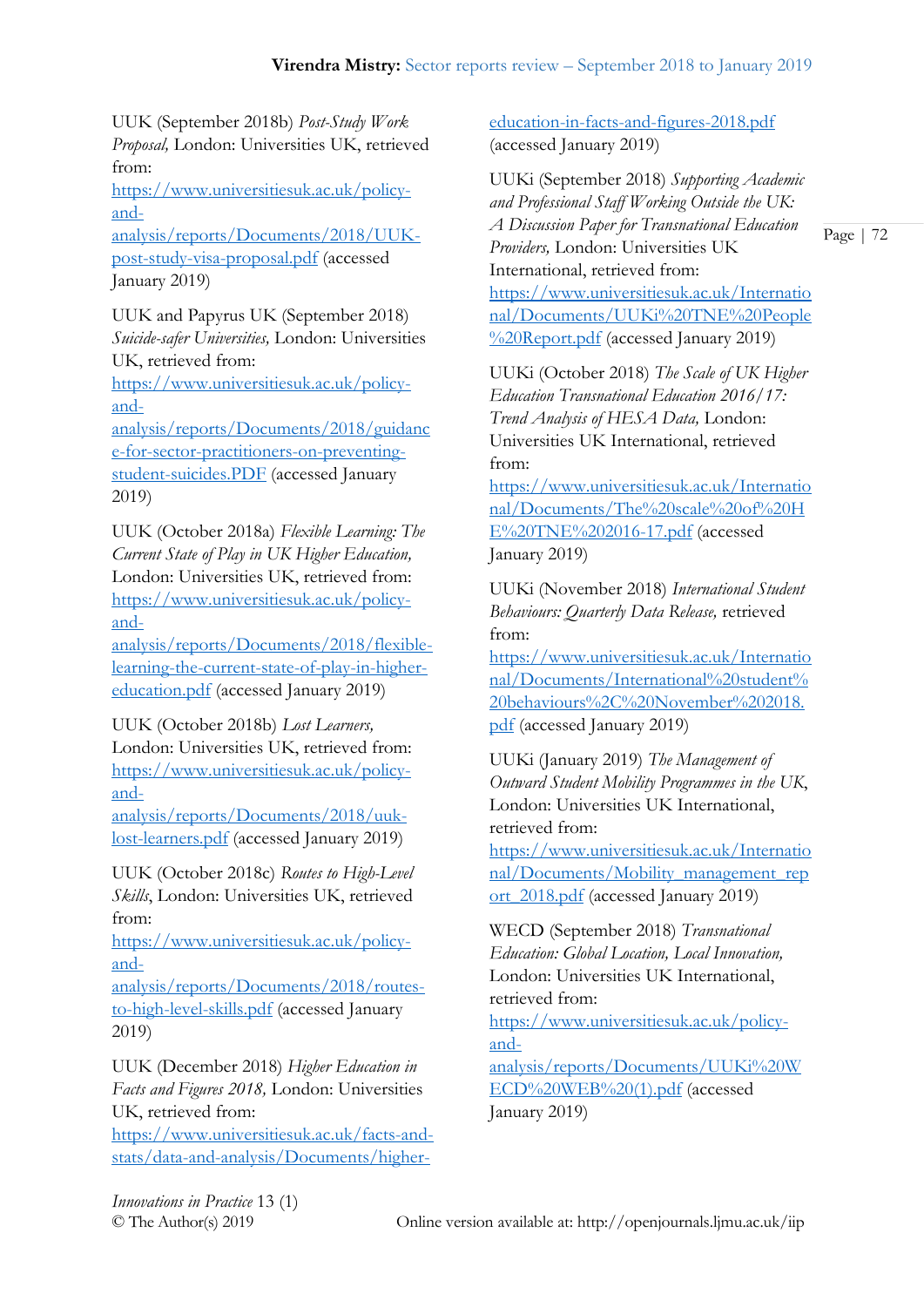UUK (September 2018b) *Post-Study Work Proposal,* London: Universities UK, retrieved from: https://www.universitiesuk.ac.uk/policy-and-analysis/reports/Documents/2018/UUK-post-study-visa-proposal.pdf (accessed January 2019)

UUK and Papyrus UK (September 2018) *Suicide-safer Universities,* London: Universities UK, retrieved from: https://www.universitiesuk.ac.uk/policy-and-analysis/reports/Documents/2018/guidance-for-sector-practitioners-on-preventing-student-suicides.PDF (accessed January 2019)

UUK (October 2018a) *Flexible Learning: The Current State of Play in UK Higher Education,* London: Universities UK, retrieved from: https://www.universitiesuk.ac.uk/policy-and-analysis/reports/Documents/2018/flexible-learning-the-current-state-of-play-in-higher-education.pdf (accessed January 2019)

UUK (October 2018b) *Lost Learners,* London: Universities UK, retrieved from: https://www.universitiesuk.ac.uk/policy-and-analysis/reports/Documents/2018/uuk-lost-learners.pdf (accessed January 2019)

UUK (October 2018c) *Routes to High-Level Skills*, London: Universities UK, retrieved from: https://www.universitiesuk.ac.uk/policy-and-analysis/reports/Documents/2018/routes-to-high-level-skills.pdf (accessed January 2019)

UUK (December 2018) *Higher Education in Facts and Figures 2018,* London: Universities UK, retrieved from: https://www.universitiesuk.ac.uk/facts-and-stats/data-and-analysis/Documents/higher-education-in-facts-and-figures-2018.pdf (accessed January 2019)

UUKi (September 2018) *Supporting Academic and Professional Staff Working Outside the UK: A Discussion Paper for Transnational Education Providers,* London: Universities UK International, retrieved from: https://www.universitiesuk.ac.uk/International/Documents/UUKi%20TNE%20People%20Report.pdf (accessed January 2019)

UUKi (October 2018) *The Scale of UK Higher Education Transnational Education 2016/17: Trend Analysis of HESA Data,* London: Universities UK International, retrieved from: https://www.universitiesuk.ac.uk/International/Documents/The%20scale%20of%20HE%20TNE%202016-17.pdf (accessed January 2019)

UUKi (November 2018) *International Student Behaviours: Quarterly Data Release,* retrieved from: https://www.universitiesuk.ac.uk/International/Documents/International%20student%20behaviours%2C%20November%202018.pdf (accessed January 2019)

UUKi (January 2019) *The Management of Outward Student Mobility Programmes in the UK*, London: Universities UK International, retrieved from: https://www.universitiesuk.ac.uk/International/Documents/Mobility_management_report_2018.pdf (accessed January 2019)

WECD (September 2018) *Transnational Education: Global Location, Local Innovation,* London: Universities UK International, retrieved from: https://www.universitiesuk.ac.uk/policy-and-analysis/reports/Documents/UUKi%20WECD%20WEB%20(1).pdf (accessed January 2019)